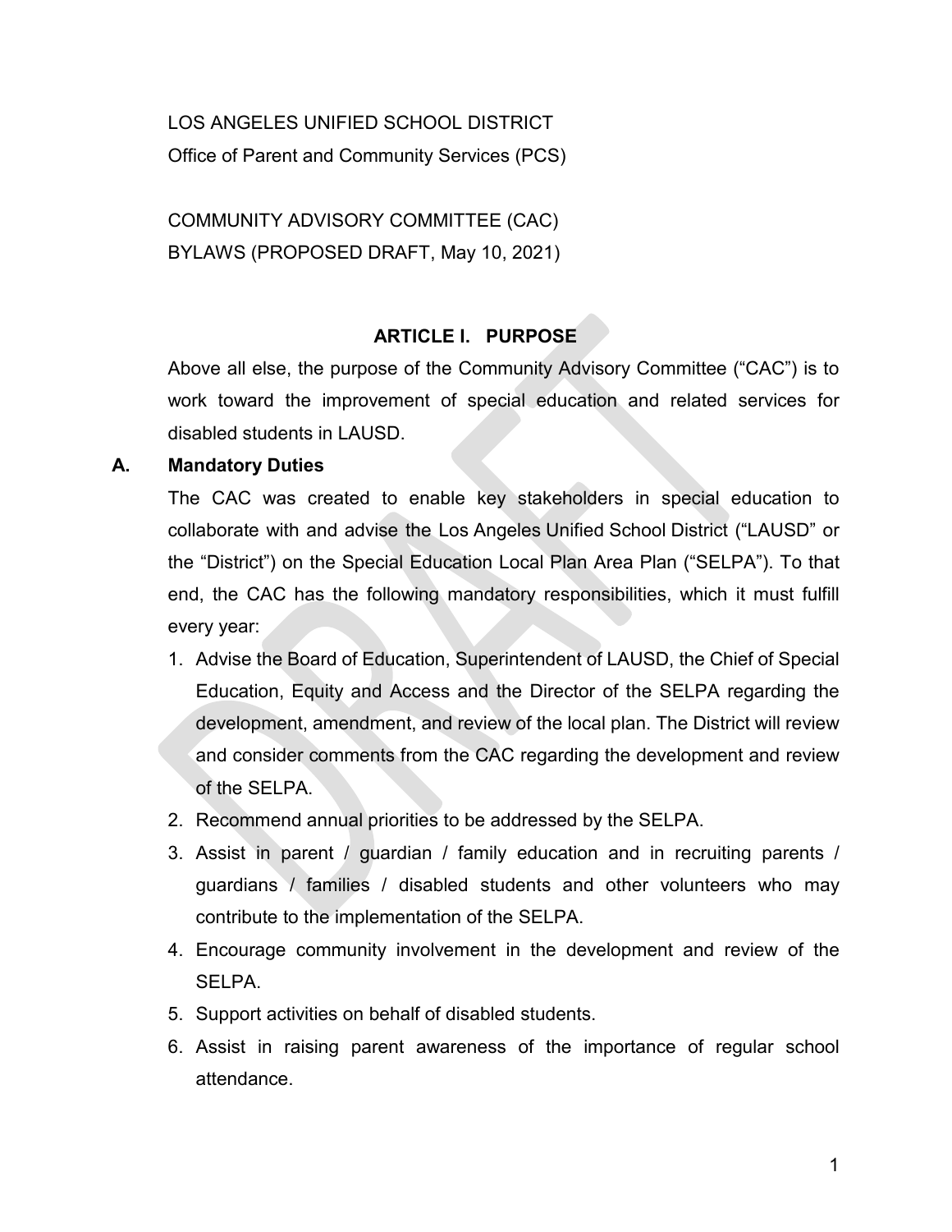LOS ANGELES UNIFIED SCHOOL DISTRICT

Office of Parent and Community Services (PCS)

COMMUNITY ADVISORY COMMITTEE (CAC)

BYLAWS (PROPOSED DRAFT, May 10, 2021)

## ARTICLE I. PURPOSE

Above all else, the purpose of the Community Advisory Committee ("CAC") is to work toward the improvement of special education and related services for disabled students in LAUSD.

### A. Mandatory Duties

The CAC was created to enable key stakeholders in special education to collaborate with and advise the Los Angeles Unified School District ("LAUSD" or the "District") on the Special Education Local Plan Area Plan ("SELPA"). To that end, the CAC has the following mandatory responsibilities, which it must fulfill every year:

1. Advise the Board of Education, Superintendent of LAUSD, the Chief of Special Education, Equity and Access and the Director of the SELPA regarding the development, amendment, and review of the local plan. The District will review and consider comments from the CAC regarding the development and review of the SELPA.
2. Recommend annual priorities to be addressed by the SELPA.
3. Assist in parent / guardian / family education and in recruiting parents / guardians / families / disabled students and other volunteers who may contribute to the implementation of the SELPA.
4. Encourage community involvement in the development and review of the SELPA.
5. Support activities on behalf of disabled students.
6. Assist in raising parent awareness of the importance of regular school attendance.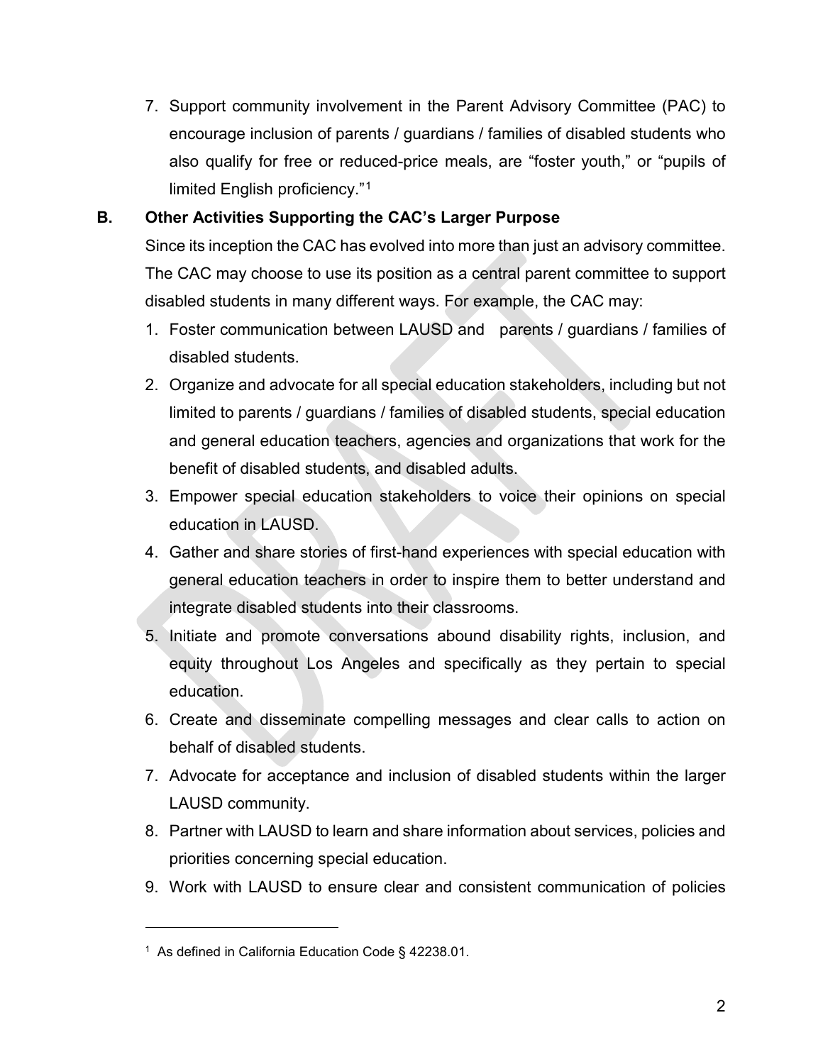7. Support community involvement in the Parent Advisory Committee (PAC) to encourage inclusion of parents / guardians / families of disabled students who also qualify for free or reduced-price meals, are "foster youth," or "pupils of limited English proficiency."[1]

**B. Other Activities Supporting the CAC's Larger Purpose**

Since its inception the CAC has evolved into more than just an advisory committee. The CAC may choose to use its position as a central parent committee to support disabled students in many different ways. For example, the CAC may:

1. Foster communication between LAUSD and parents / guardians / families of disabled students.
2. Organize and advocate for all special education stakeholders, including but not limited to parents / guardians / families of disabled students, special education and general education teachers, agencies and organizations that work for the benefit of disabled students, and disabled adults.
3. Empower special education stakeholders to voice their opinions on special education in LAUSD.
4. Gather and share stories of first-hand experiences with special education with general education teachers in order to inspire them to better understand and integrate disabled students into their classrooms.
5. Initiate and promote conversations abound disability rights, inclusion, and equity throughout Los Angeles and specifically as they pertain to special education.
6. Create and disseminate compelling messages and clear calls to action on behalf of disabled students.
7. Advocate for acceptance and inclusion of disabled students within the larger LAUSD community.
8. Partner with LAUSD to learn and share information about services, policies and priorities concerning special education.
9. Work with LAUSD to ensure clear and consistent communication of policies

[1] As defined in California Education Code § 42238.01.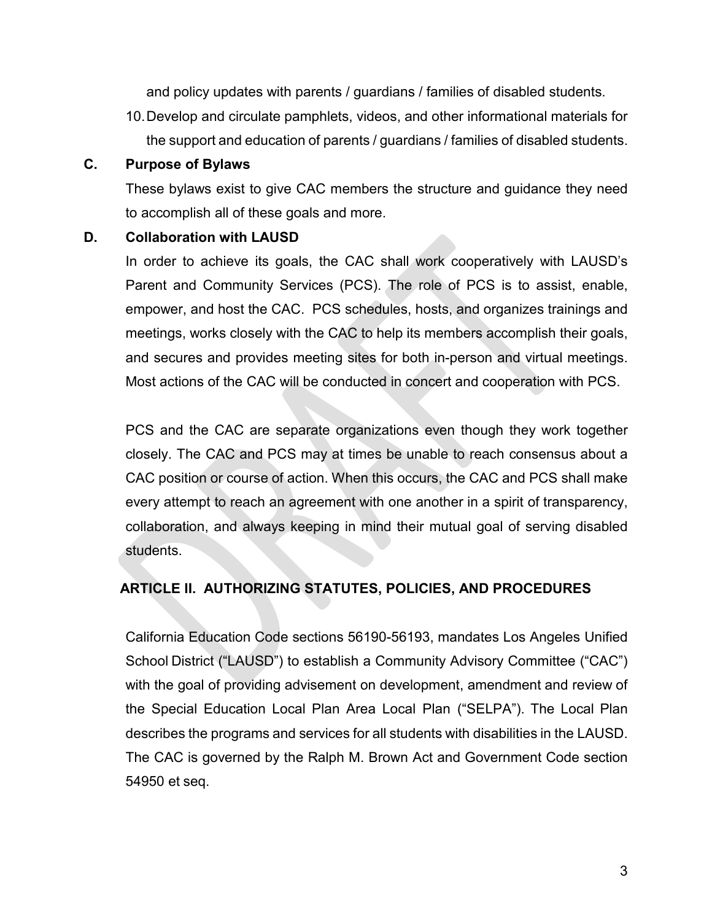and policy updates with parents / guardians / families of disabled students.

10. Develop and circulate pamphlets, videos, and other informational materials for the support and education of parents / guardians / families of disabled students.

### C. Purpose of Bylaws

These bylaws exist to give CAC members the structure and guidance they need to accomplish all of these goals and more.

### D. Collaboration with LAUSD

In order to achieve its goals, the CAC shall work cooperatively with LAUSD's Parent and Community Services (PCS). The role of PCS is to assist, enable, empower, and host the CAC. PCS schedules, hosts, and organizes trainings and meetings, works closely with the CAC to help its members accomplish their goals, and secures and provides meeting sites for both in-person and virtual meetings. Most actions of the CAC will be conducted in concert and cooperation with PCS.

PCS and the CAC are separate organizations even though they work together closely. The CAC and PCS may at times be unable to reach consensus about a CAC position or course of action. When this occurs, the CAC and PCS shall make every attempt to reach an agreement with one another in a spirit of transparency, collaboration, and always keeping in mind their mutual goal of serving disabled students.

## ARTICLE II. AUTHORIZING STATUTES, POLICIES, AND PROCEDURES

California Education Code sections 56190-56193, mandates Los Angeles Unified School District ("LAUSD") to establish a Community Advisory Committee ("CAC") with the goal of providing advisement on development, amendment and review of the Special Education Local Plan Area Local Plan ("SELPA"). The Local Plan describes the programs and services for all students with disabilities in the LAUSD. The CAC is governed by the Ralph M. Brown Act and Government Code section 54950 et seq.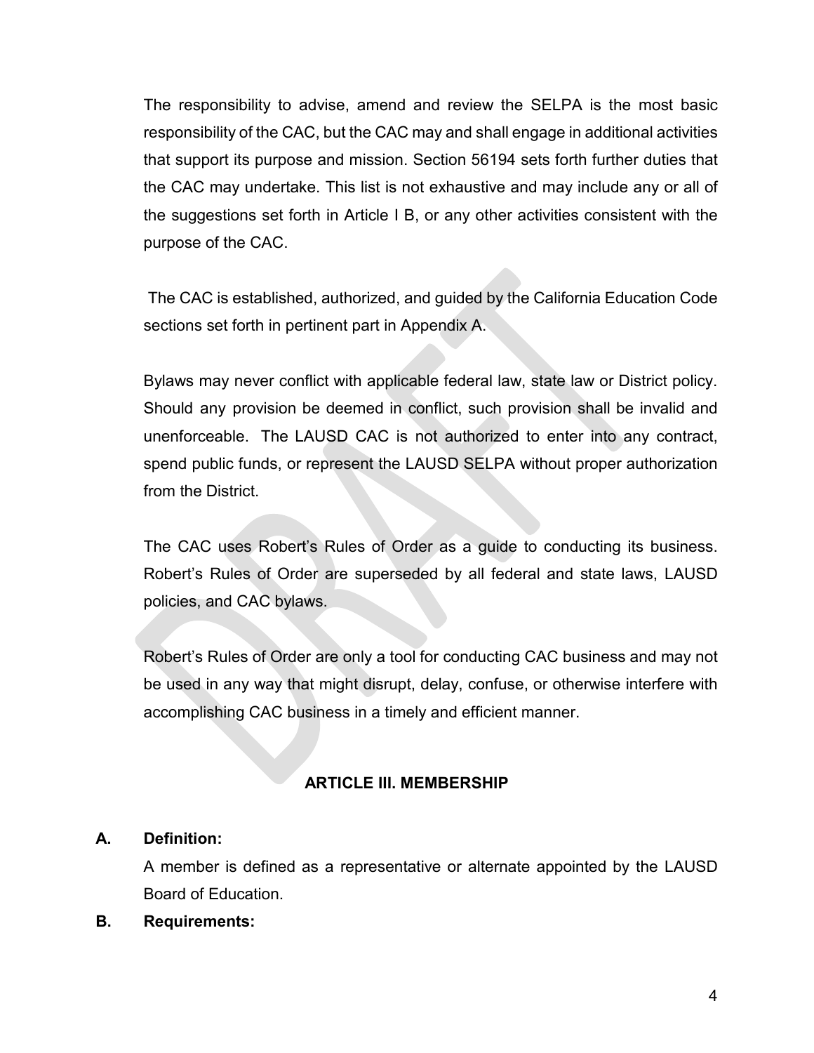The responsibility to advise, amend and review the SELPA is the most basic responsibility of the CAC, but the CAC may and shall engage in additional activities that support its purpose and mission. Section 56194 sets forth further duties that the CAC may undertake. This list is not exhaustive and may include any or all of the suggestions set forth in Article I B, or any other activities consistent with the purpose of the CAC.

The CAC is established, authorized, and guided by the California Education Code sections set forth in pertinent part in Appendix A.

Bylaws may never conflict with applicable federal law, state law or District policy. Should any provision be deemed in conflict, such provision shall be invalid and unenforceable. The LAUSD CAC is not authorized to enter into any contract, spend public funds, or represent the LAUSD SELPA without proper authorization from the District.

The CAC uses Robert's Rules of Order as a guide to conducting its business. Robert's Rules of Order are superseded by all federal and state laws, LAUSD policies, and CAC bylaws.

Robert's Rules of Order are only a tool for conducting CAC business and may not be used in any way that might disrupt, delay, confuse, or otherwise interfere with accomplishing CAC business in a timely and efficient manner.

## ARTICLE III. MEMBERSHIP

**A. Definition:**

A member is defined as a representative or alternate appointed by the LAUSD Board of Education.

**B. Requirements:**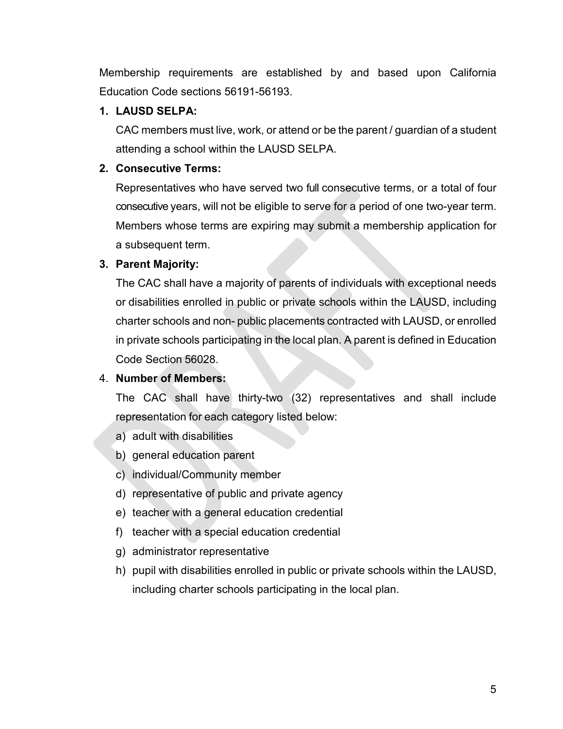Membership requirements are established by and based upon California Education Code sections 56191-56193.

1. **LAUSD SELPA:**
   CAC members must live, work, or attend or be the parent / guardian of a student attending a school within the LAUSD SELPA.

2. **Consecutive Terms:**
   Representatives who have served two full consecutive terms, or a total of four consecutive years, will not be eligible to serve for a period of one two-year term. Members whose terms are expiring may submit a membership application for a subsequent term.

3. **Parent Majority:**
   The CAC shall have a majority of parents of individuals with exceptional needs or disabilities enrolled in public or private schools within the LAUSD, including charter schools and non- public placements contracted with LAUSD, or enrolled in private schools participating in the local plan. A parent is defined in Education Code Section 56028.

4. **Number of Members:**
   The CAC shall have thirty-two (32) representatives and shall include representation for each category listed below:
   a) adult with disabilities
   b) general education parent
   c) individual/Community member
   d) representative of public and private agency
   e) teacher with a general education credential
   f) teacher with a special education credential
   g) administrator representative
   h) pupil with disabilities enrolled in public or private schools within the LAUSD, including charter schools participating in the local plan.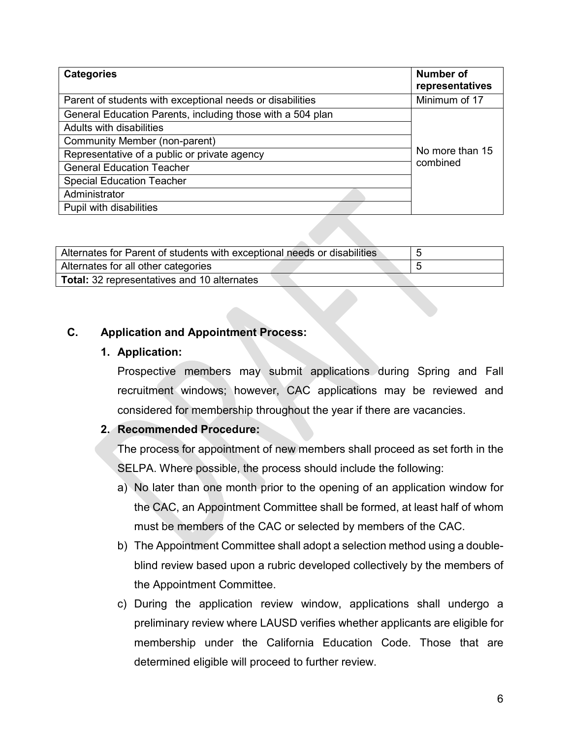| Categories | Number of representatives |
|---|---|
| Parent of students with exceptional needs or disabilities | Minimum of 17 |
| General Education Parents, including those with a 504 plan | No more than 15 combined |
| Adults with disabilities | |
| Community Member (non-parent) | |
| Representative of a public or private agency | |
| General Education Teacher | |
| Special Education Teacher | |
| Administrator | |
| Pupil with disabilities | |

| Alternates for Parent of students with exceptional needs or disabilities | 5 |
|---|---|
| Alternates for all other categories | 5 |
| **Total:** 32 representatives and 10 alternates | |

### C. Application and Appointment Process:

**1. Application:**

Prospective members may submit applications during Spring and Fall recruitment windows; however, CAC applications may be reviewed and considered for membership throughout the year if there are vacancies.

**2. Recommended Procedure:**

The process for appointment of new members shall proceed as set forth in the SELPA. Where possible, the process should include the following:

a) No later than one month prior to the opening of an application window for the CAC, an Appointment Committee shall be formed, at least half of whom must be members of the CAC or selected by members of the CAC.

b) The Appointment Committee shall adopt a selection method using a double-blind review based upon a rubric developed collectively by the members of the Appointment Committee.

c) During the application review window, applications shall undergo a preliminary review where LAUSD verifies whether applicants are eligible for membership under the California Education Code. Those that are determined eligible will proceed to further review.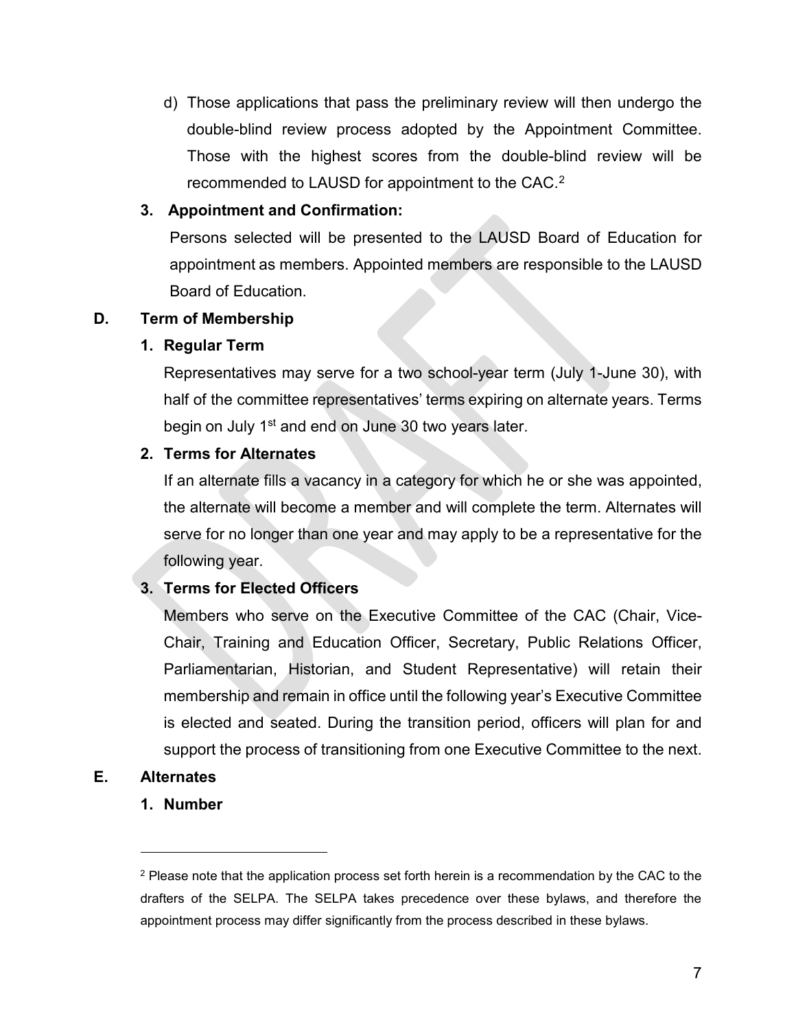d) Those applications that pass the preliminary review will then undergo the double-blind review process adopted by the Appointment Committee. Those with the highest scores from the double-blind review will be recommended to LAUSD for appointment to the CAC.[2]

**3. Appointment and Confirmation:**

Persons selected will be presented to the LAUSD Board of Education for appointment as members. Appointed members are responsible to the LAUSD Board of Education.

## D. Term of Membership

**1. Regular Term**

Representatives may serve for a two school-year term (July 1-June 30), with half of the committee representatives' terms expiring on alternate years. Terms begin on July 1st and end on June 30 two years later.

**2. Terms for Alternates**

If an alternate fills a vacancy in a category for which he or she was appointed, the alternate will become a member and will complete the term. Alternates will serve for no longer than one year and may apply to be a representative for the following year.

**3. Terms for Elected Officers**

Members who serve on the Executive Committee of the CAC (Chair, Vice-Chair, Training and Education Officer, Secretary, Public Relations Officer, Parliamentarian, Historian, and Student Representative) will retain their membership and remain in office until the following year's Executive Committee is elected and seated. During the transition period, officers will plan for and support the process of transitioning from one Executive Committee to the next.

## E. Alternates

**1. Number**

---

[2] Please note that the application process set forth herein is a recommendation by the CAC to the drafters of the SELPA. The SELPA takes precedence over these bylaws, and therefore the appointment process may differ significantly from the process described in these bylaws.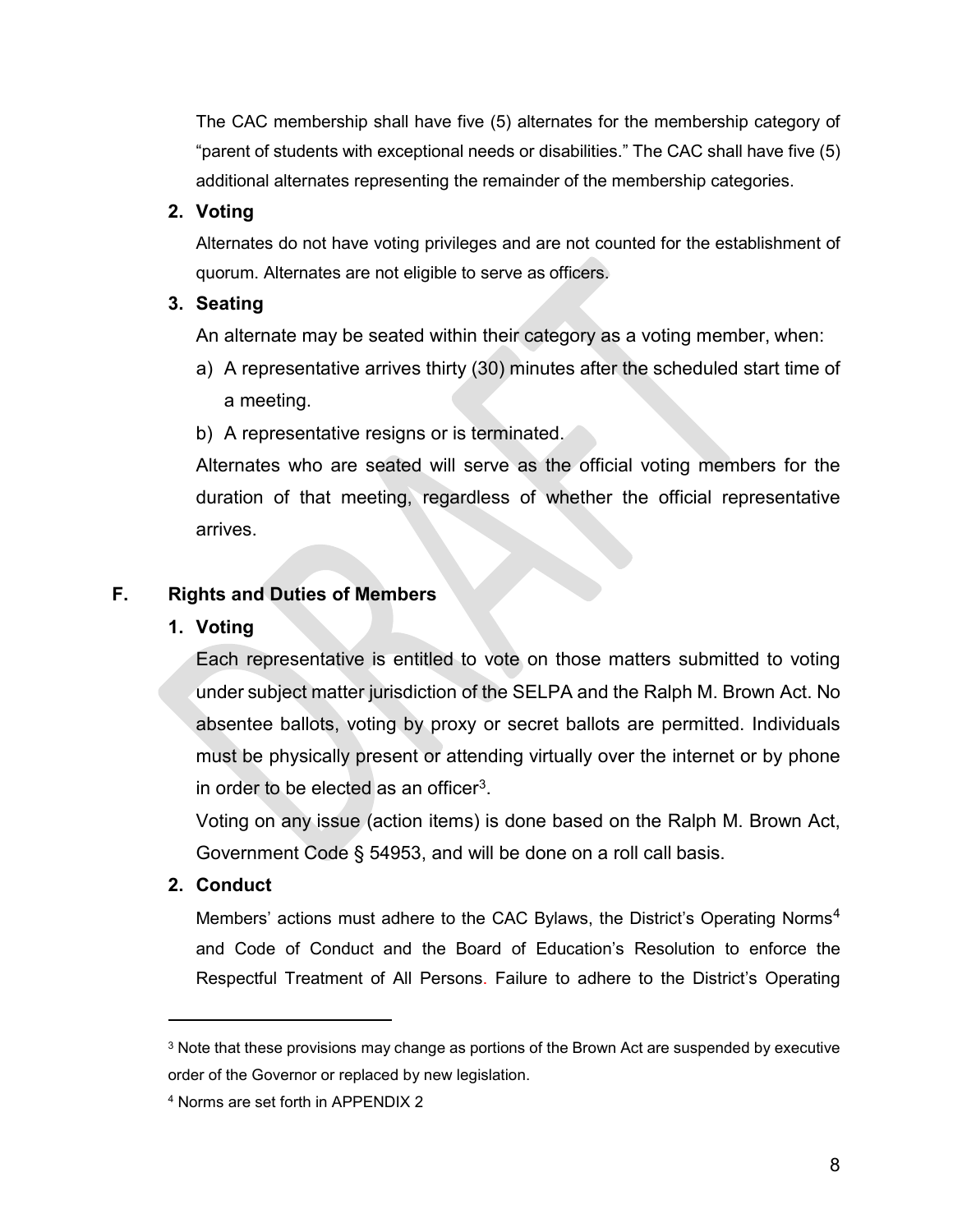The CAC membership shall have five (5) alternates for the membership category of "parent of students with exceptional needs or disabilities." The CAC shall have five (5) additional alternates representing the remainder of the membership categories.

**2. Voting**

Alternates do not have voting privileges and are not counted for the establishment of quorum. Alternates are not eligible to serve as officers.

**3. Seating**

An alternate may be seated within their category as a voting member, when:

a) A representative arrives thirty (30) minutes after the scheduled start time of a meeting.

b) A representative resigns or is terminated.

Alternates who are seated will serve as the official voting members for the duration of that meeting, regardless of whether the official representative arrives.

## F. Rights and Duties of Members

**1. Voting**

Each representative is entitled to vote on those matters submitted to voting under subject matter jurisdiction of the SELPA and the Ralph M. Brown Act. No absentee ballots, voting by proxy or secret ballots are permitted. Individuals must be physically present or attending virtually over the internet or by phone in order to be elected as an officer[3].

Voting on any issue (action items) is done based on the Ralph M. Brown Act, Government Code § 54953, and will be done on a roll call basis.

**2. Conduct**

Members' actions must adhere to the CAC Bylaws, the District's Operating Norms[4] and Code of Conduct and the Board of Education's Resolution to enforce the Respectful Treatment of All Persons. Failure to adhere to the District's Operating

---

[3] Note that these provisions may change as portions of the Brown Act are suspended by executive order of the Governor or replaced by new legislation.

[4] Norms are set forth in APPENDIX 2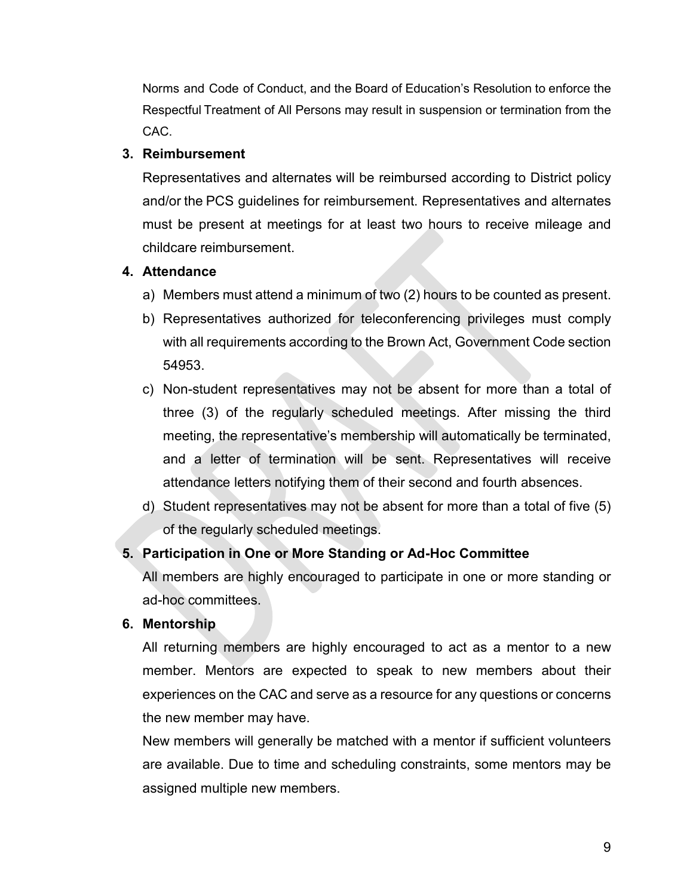Norms and Code of Conduct, and the Board of Education's Resolution to enforce the Respectful Treatment of All Persons may result in suspension or termination from the CAC.

3. **Reimbursement**

   Representatives and alternates will be reimbursed according to District policy and/or the PCS guidelines for reimbursement. Representatives and alternates must be present at meetings for at least two hours to receive mileage and childcare reimbursement.

4. **Attendance**

   a) Members must attend a minimum of two (2) hours to be counted as present.

   b) Representatives authorized for teleconferencing privileges must comply with all requirements according to the Brown Act, Government Code section 54953.

   c) Non-student representatives may not be absent for more than a total of three (3) of the regularly scheduled meetings. After missing the third meeting, the representative's membership will automatically be terminated, and a letter of termination will be sent. Representatives will receive attendance letters notifying them of their second and fourth absences.

   d) Student representatives may not be absent for more than a total of five (5) of the regularly scheduled meetings.

5. **Participation in One or More Standing or Ad-Hoc Committee**

   All members are highly encouraged to participate in one or more standing or ad-hoc committees.

6. **Mentorship**

   All returning members are highly encouraged to act as a mentor to a new member. Mentors are expected to speak to new members about their experiences on the CAC and serve as a resource for any questions or concerns the new member may have.

   New members will generally be matched with a mentor if sufficient volunteers are available. Due to time and scheduling constraints, some mentors may be assigned multiple new members.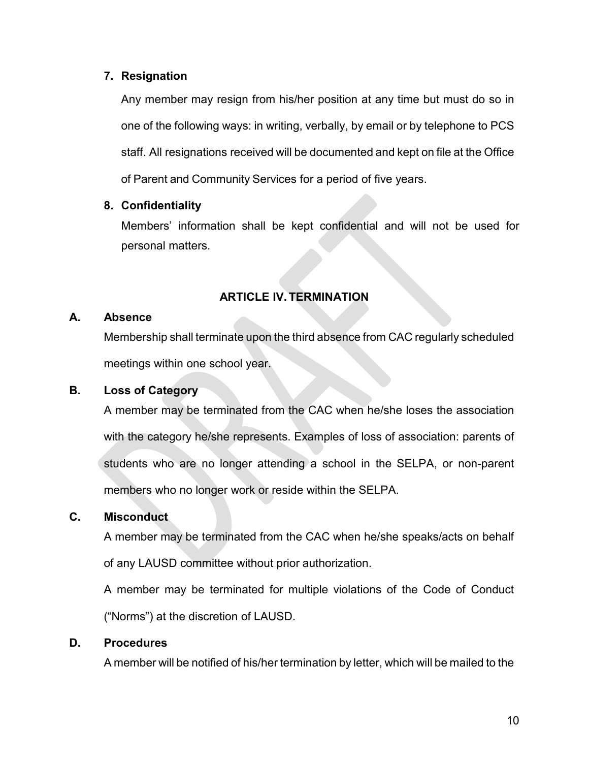**7. Resignation**

Any member may resign from his/her position at any time but must do so in one of the following ways: in writing, verbally, by email or by telephone to PCS staff. All resignations received will be documented and kept on file at the Office of Parent and Community Services for a period of five years.

**8. Confidentiality**

Members' information shall be kept confidential and will not be used for personal matters.

## ARTICLE IV. TERMINATION

**A. Absence**

Membership shall terminate upon the third absence from CAC regularly scheduled meetings within one school year.

**B. Loss of Category**

A member may be terminated from the CAC when he/she loses the association with the category he/she represents. Examples of loss of association: parents of students who are no longer attending a school in the SELPA, or non-parent members who no longer work or reside within the SELPA.

**C. Misconduct**

A member may be terminated from the CAC when he/she speaks/acts on behalf of any LAUSD committee without prior authorization.

A member may be terminated for multiple violations of the Code of Conduct ("Norms") at the discretion of LAUSD.

**D. Procedures**

A member will be notified of his/her termination by letter, which will be mailed to the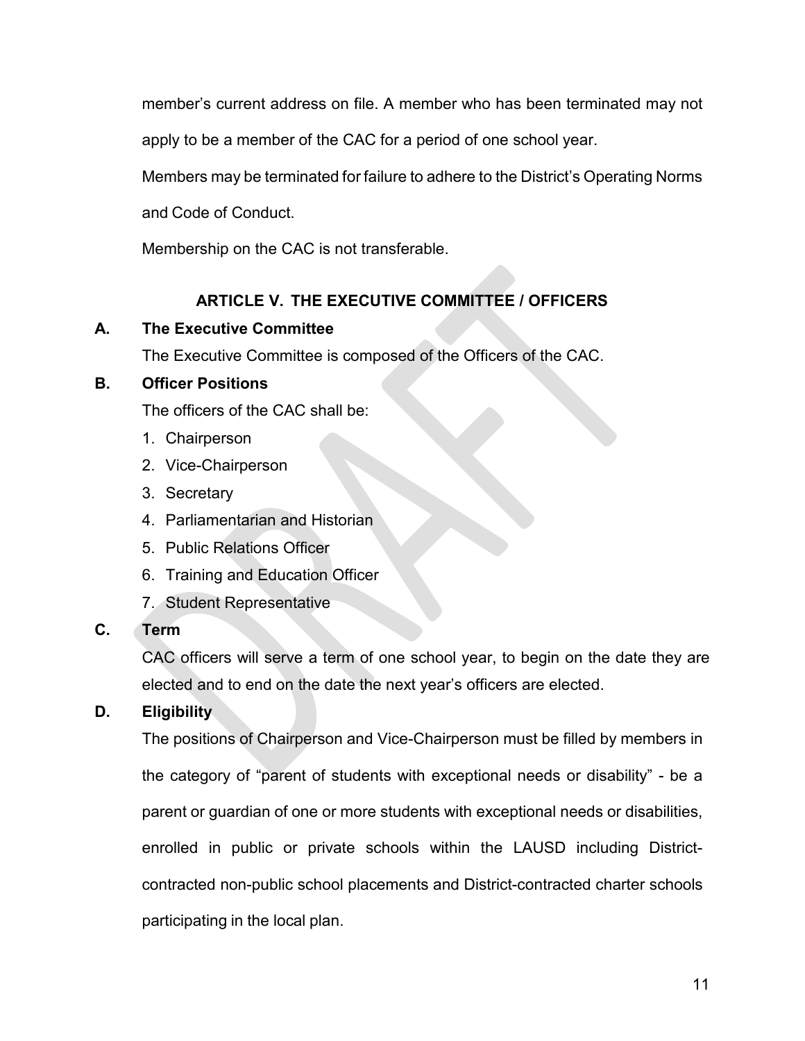member's current address on file. A member who has been terminated may not apply to be a member of the CAC for a period of one school year.

Members may be terminated for failure to adhere to the District's Operating Norms and Code of Conduct.

Membership on the CAC is not transferable.

## ARTICLE V. THE EXECUTIVE COMMITTEE / OFFICERS

**A. The Executive Committee**

The Executive Committee is composed of the Officers of the CAC.

**B. Officer Positions**

The officers of the CAC shall be:

1. Chairperson
2. Vice-Chairperson
3. Secretary
4. Parliamentarian and Historian
5. Public Relations Officer
6. Training and Education Officer
7. Student Representative

**C. Term**

CAC officers will serve a term of one school year, to begin on the date they are elected and to end on the date the next year's officers are elected.

**D. Eligibility**

The positions of Chairperson and Vice-Chairperson must be filled by members in the category of "parent of students with exceptional needs or disability" - be a parent or guardian of one or more students with exceptional needs or disabilities, enrolled in public or private schools within the LAUSD including District-contracted non-public school placements and District-contracted charter schools participating in the local plan.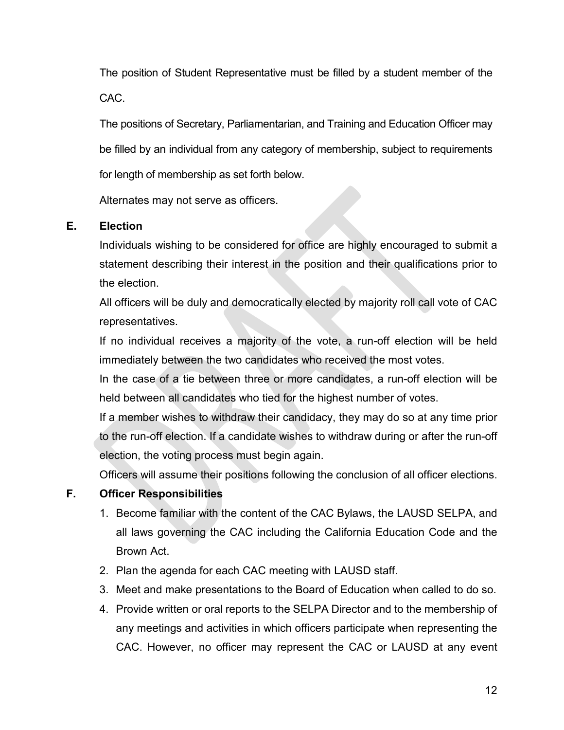The position of Student Representative must be filled by a student member of the CAC.

The positions of Secretary, Parliamentarian, and Training and Education Officer may be filled by an individual from any category of membership, subject to requirements for length of membership as set forth below.

Alternates may not serve as officers.

**E. Election**

Individuals wishing to be considered for office are highly encouraged to submit a statement describing their interest in the position and their qualifications prior to the election.

All officers will be duly and democratically elected by majority roll call vote of CAC representatives.

If no individual receives a majority of the vote, a run-off election will be held immediately between the two candidates who received the most votes.

In the case of a tie between three or more candidates, a run-off election will be held between all candidates who tied for the highest number of votes.

If a member wishes to withdraw their candidacy, they may do so at any time prior to the run-off election. If a candidate wishes to withdraw during or after the run-off election, the voting process must begin again.

Officers will assume their positions following the conclusion of all officer elections.

**F. Officer Responsibilities**

1. Become familiar with the content of the CAC Bylaws, the LAUSD SELPA, and all laws governing the CAC including the California Education Code and the Brown Act.
2. Plan the agenda for each CAC meeting with LAUSD staff.
3. Meet and make presentations to the Board of Education when called to do so.
4. Provide written or oral reports to the SELPA Director and to the membership of any meetings and activities in which officers participate when representing the CAC. However, no officer may represent the CAC or LAUSD at any event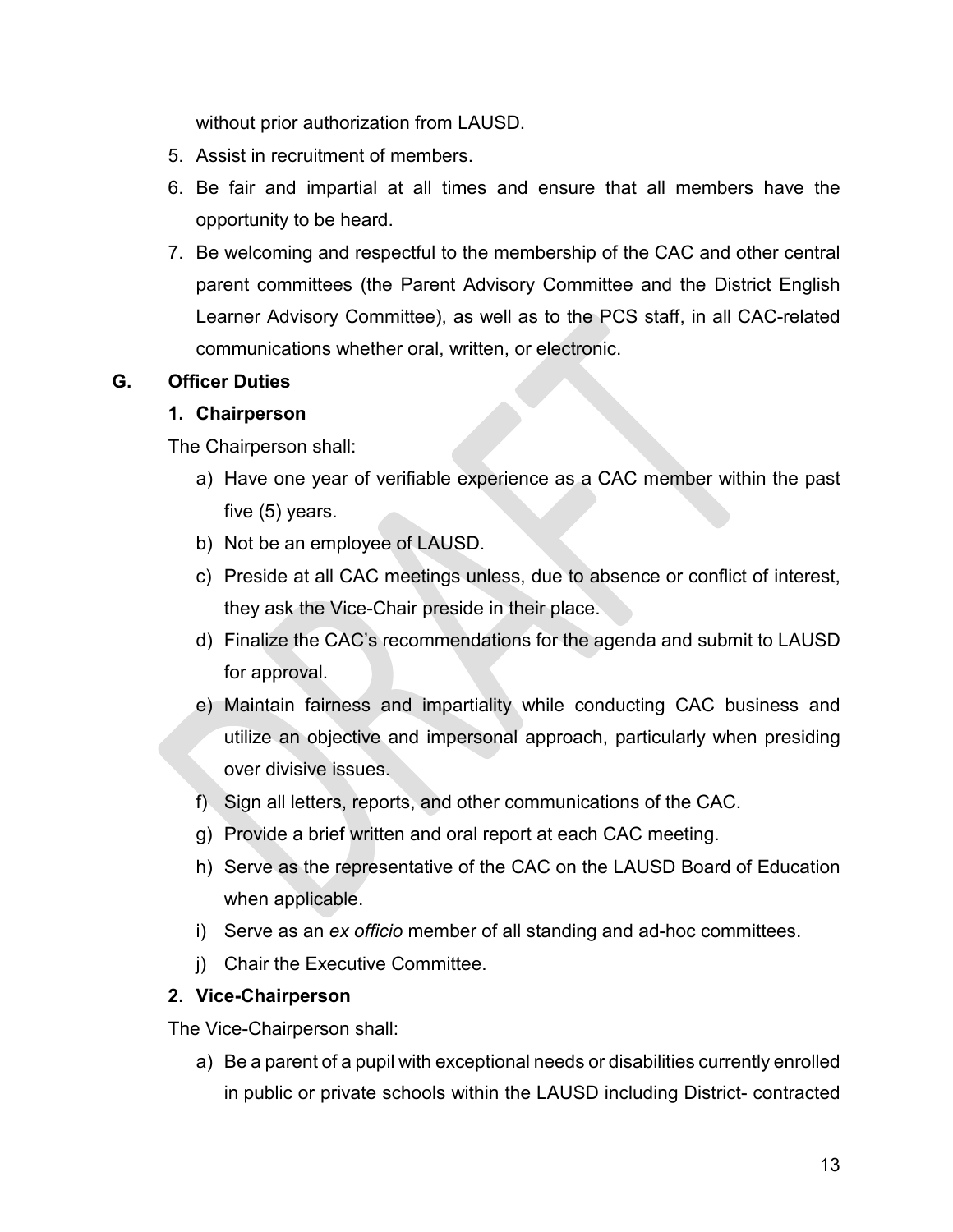without prior authorization from LAUSD.

5. Assist in recruitment of members.
6. Be fair and impartial at all times and ensure that all members have the opportunity to be heard.
7. Be welcoming and respectful to the membership of the CAC and other central parent committees (the Parent Advisory Committee and the District English Learner Advisory Committee), as well as to the PCS staff, in all CAC-related communications whether oral, written, or electronic.

### G. Officer Duties

#### 1. Chairperson

The Chairperson shall:

a) Have one year of verifiable experience as a CAC member within the past five (5) years.

b) Not be an employee of LAUSD.

c) Preside at all CAC meetings unless, due to absence or conflict of interest, they ask the Vice-Chair preside in their place.

d) Finalize the CAC's recommendations for the agenda and submit to LAUSD for approval.

e) Maintain fairness and impartiality while conducting CAC business and utilize an objective and impersonal approach, particularly when presiding over divisive issues.

f) Sign all letters, reports, and other communications of the CAC.

g) Provide a brief written and oral report at each CAC meeting.

h) Serve as the representative of the CAC on the LAUSD Board of Education when applicable.

i) Serve as an *ex officio* member of all standing and ad-hoc committees.

j) Chair the Executive Committee.

#### 2. Vice-Chairperson

The Vice-Chairperson shall:

a) Be a parent of a pupil with exceptional needs or disabilities currently enrolled in public or private schools within the LAUSD including District- contracted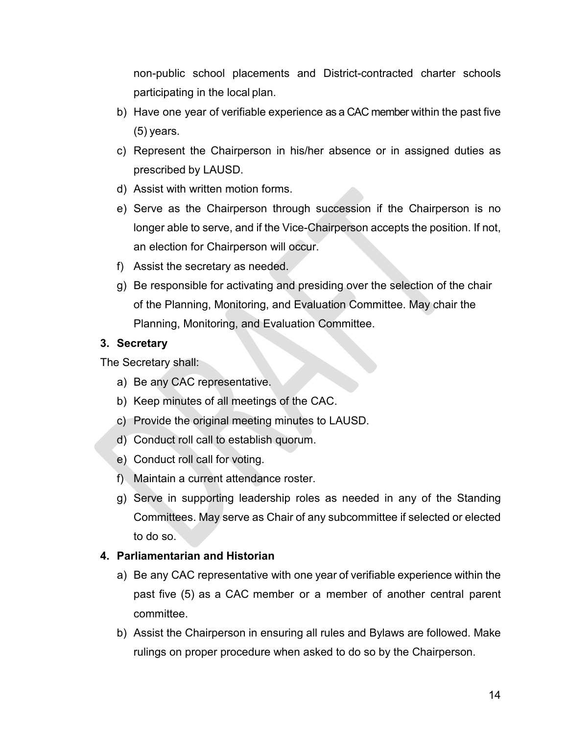non-public school placements and District-contracted charter schools participating in the local plan.

b) Have one year of verifiable experience as a CAC member within the past five (5) years.

c) Represent the Chairperson in his/her absence or in assigned duties as prescribed by LAUSD.

d) Assist with written motion forms.

e) Serve as the Chairperson through succession if the Chairperson is no longer able to serve, and if the Vice-Chairperson accepts the position. If not, an election for Chairperson will occur.

f) Assist the secretary as needed.

g) Be responsible for activating and presiding over the selection of the chair of the Planning, Monitoring, and Evaluation Committee. May chair the Planning, Monitoring, and Evaluation Committee.

**3. Secretary**

The Secretary shall:

a) Be any CAC representative.

b) Keep minutes of all meetings of the CAC.

c) Provide the original meeting minutes to LAUSD.

d) Conduct roll call to establish quorum.

e) Conduct roll call for voting.

f) Maintain a current attendance roster.

g) Serve in supporting leadership roles as needed in any of the Standing Committees. May serve as Chair of any subcommittee if selected or elected to do so.

**4. Parliamentarian and Historian**

a) Be any CAC representative with one year of verifiable experience within the past five (5) as a CAC member or a member of another central parent committee.

b) Assist the Chairperson in ensuring all rules and Bylaws are followed. Make rulings on proper procedure when asked to do so by the Chairperson.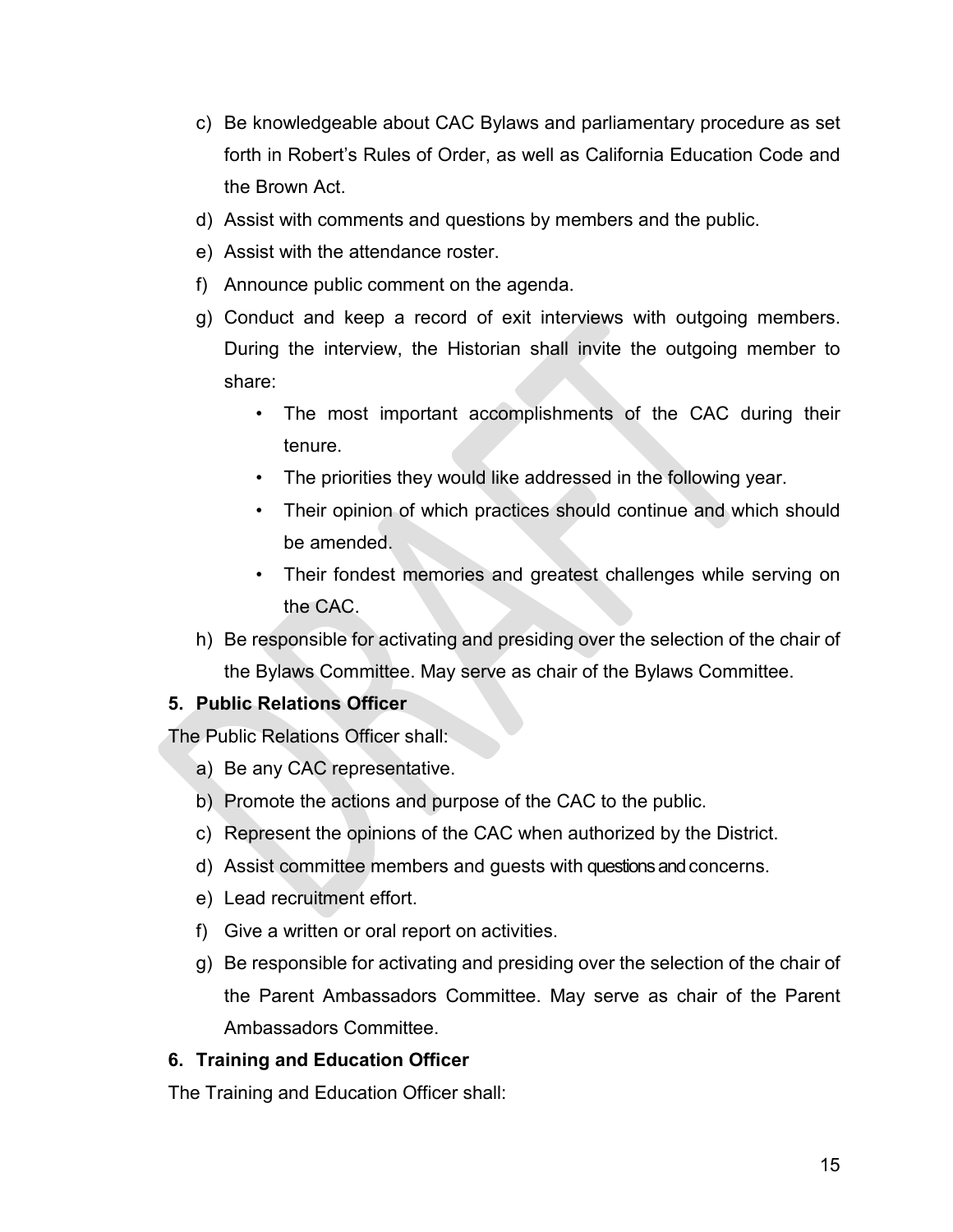c) Be knowledgeable about CAC Bylaws and parliamentary procedure as set forth in Robert's Rules of Order, as well as California Education Code and the Brown Act.

d) Assist with comments and questions by members and the public.

e) Assist with the attendance roster.

f) Announce public comment on the agenda.

g) Conduct and keep a record of exit interviews with outgoing members. During the interview, the Historian shall invite the outgoing member to share:

- The most important accomplishments of the CAC during their tenure.
- The priorities they would like addressed in the following year.
- Their opinion of which practices should continue and which should be amended.
- Their fondest memories and greatest challenges while serving on the CAC.

h) Be responsible for activating and presiding over the selection of the chair of the Bylaws Committee. May serve as chair of the Bylaws Committee.

**5. Public Relations Officer**

The Public Relations Officer shall:

a) Be any CAC representative.

b) Promote the actions and purpose of the CAC to the public.

c) Represent the opinions of the CAC when authorized by the District.

d) Assist committee members and guests with questions and concerns.

e) Lead recruitment effort.

f) Give a written or oral report on activities.

g) Be responsible for activating and presiding over the selection of the chair of the Parent Ambassadors Committee. May serve as chair of the Parent Ambassadors Committee.

**6. Training and Education Officer**

The Training and Education Officer shall: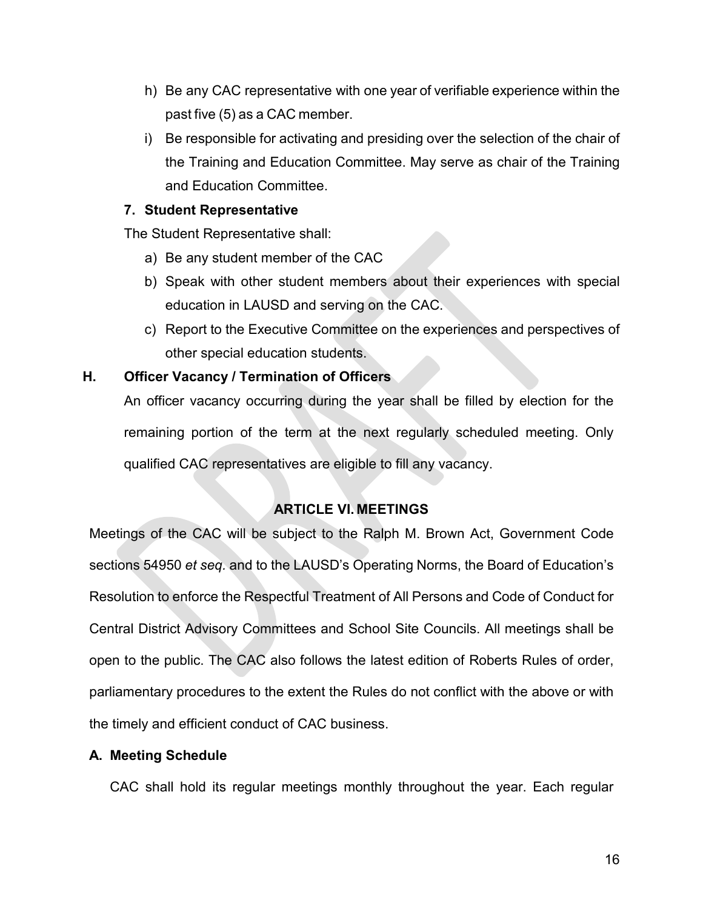h) Be any CAC representative with one year of verifiable experience within the past five (5) as a CAC member.

i) Be responsible for activating and presiding over the selection of the chair of the Training and Education Committee. May serve as chair of the Training and Education Committee.

**7. Student Representative**

The Student Representative shall:

a) Be any student member of the CAC

b) Speak with other student members about their experiences with special education in LAUSD and serving on the CAC.

c) Report to the Executive Committee on the experiences and perspectives of other special education students.

**H. Officer Vacancy / Termination of Officers**

An officer vacancy occurring during the year shall be filled by election for the remaining portion of the term at the next regularly scheduled meeting. Only qualified CAC representatives are eligible to fill any vacancy.

## ARTICLE VI. MEETINGS

Meetings of the CAC will be subject to the Ralph M. Brown Act, Government Code sections 54950 *et seq.* and to the LAUSD's Operating Norms, the Board of Education's Resolution to enforce the Respectful Treatment of All Persons and Code of Conduct for Central District Advisory Committees and School Site Councils. All meetings shall be open to the public. The CAC also follows the latest edition of Roberts Rules of order, parliamentary procedures to the extent the Rules do not conflict with the above or with the timely and efficient conduct of CAC business.

**A. Meeting Schedule**

CAC shall hold its regular meetings monthly throughout the year. Each regular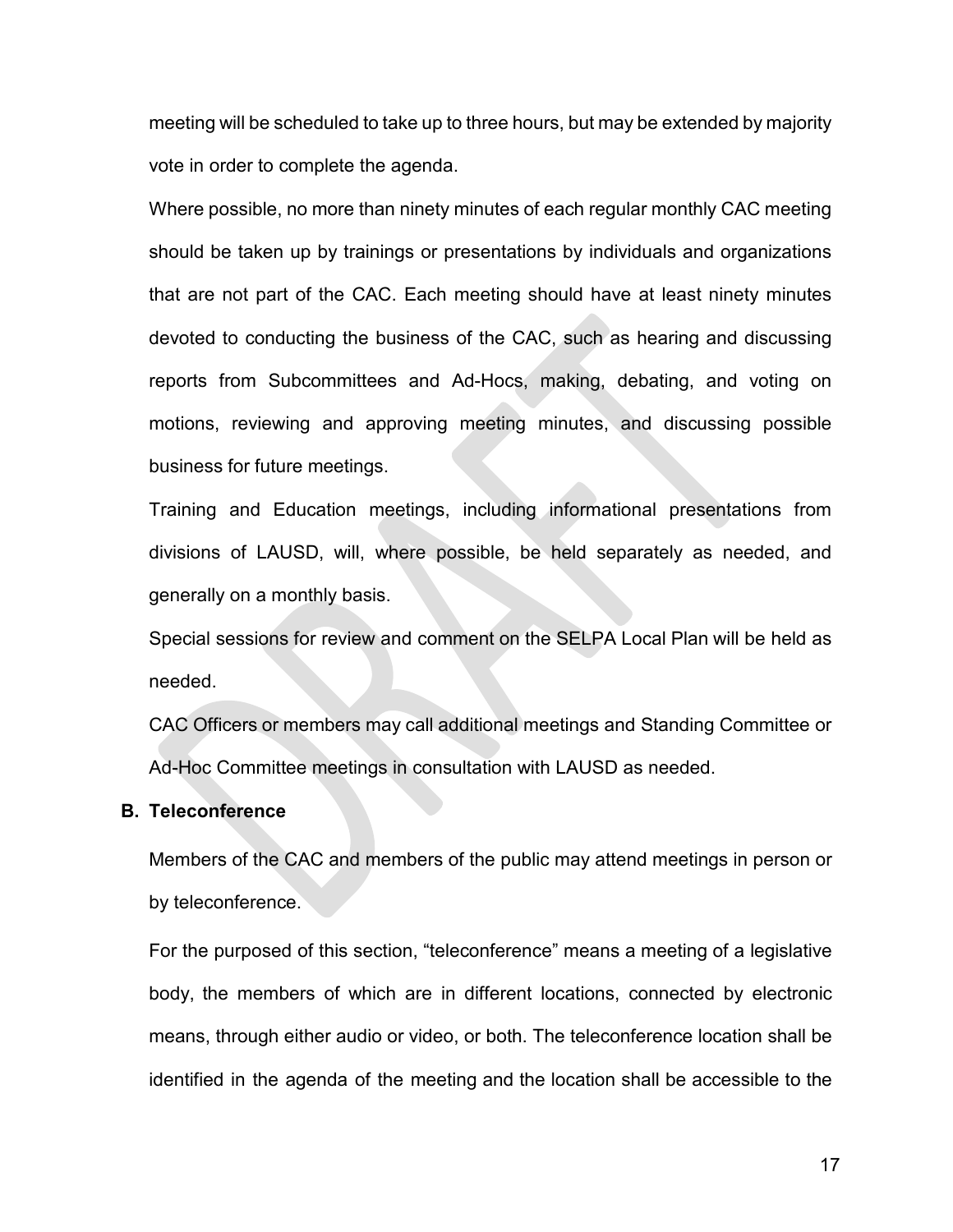meeting will be scheduled to take up to three hours, but may be extended by majority vote in order to complete the agenda.

Where possible, no more than ninety minutes of each regular monthly CAC meeting should be taken up by trainings or presentations by individuals and organizations that are not part of the CAC. Each meeting should have at least ninety minutes devoted to conducting the business of the CAC, such as hearing and discussing reports from Subcommittees and Ad-Hocs, making, debating, and voting on motions, reviewing and approving meeting minutes, and discussing possible business for future meetings.

Training and Education meetings, including informational presentations from divisions of LAUSD, will, where possible, be held separately as needed, and generally on a monthly basis.

Special sessions for review and comment on the SELPA Local Plan will be held as needed.

CAC Officers or members may call additional meetings and Standing Committee or Ad-Hoc Committee meetings in consultation with LAUSD as needed.

**B. Teleconference**

Members of the CAC and members of the public may attend meetings in person or by teleconference.

For the purposed of this section, "teleconference" means a meeting of a legislative body, the members of which are in different locations, connected by electronic means, through either audio or video, or both. The teleconference location shall be identified in the agenda of the meeting and the location shall be accessible to the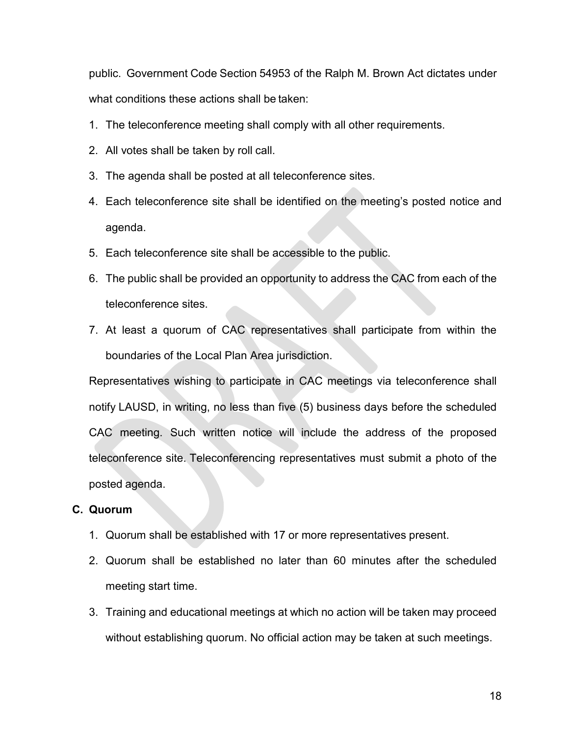public. Government Code Section 54953 of the Ralph M. Brown Act dictates under what conditions these actions shall be taken:

1. The teleconference meeting shall comply with all other requirements.
2. All votes shall be taken by roll call.
3. The agenda shall be posted at all teleconference sites.
4. Each teleconference site shall be identified on the meeting's posted notice and agenda.
5. Each teleconference site shall be accessible to the public.
6. The public shall be provided an opportunity to address the CAC from each of the teleconference sites.
7. At least a quorum of CAC representatives shall participate from within the boundaries of the Local Plan Area jurisdiction.

Representatives wishing to participate in CAC meetings via teleconference shall notify LAUSD, in writing, no less than five (5) business days before the scheduled CAC meeting. Such written notice will include the address of the proposed teleconference site. Teleconferencing representatives must submit a photo of the posted agenda.

**C. Quorum**

1. Quorum shall be established with 17 or more representatives present.
2. Quorum shall be established no later than 60 minutes after the scheduled meeting start time.
3. Training and educational meetings at which no action will be taken may proceed without establishing quorum. No official action may be taken at such meetings.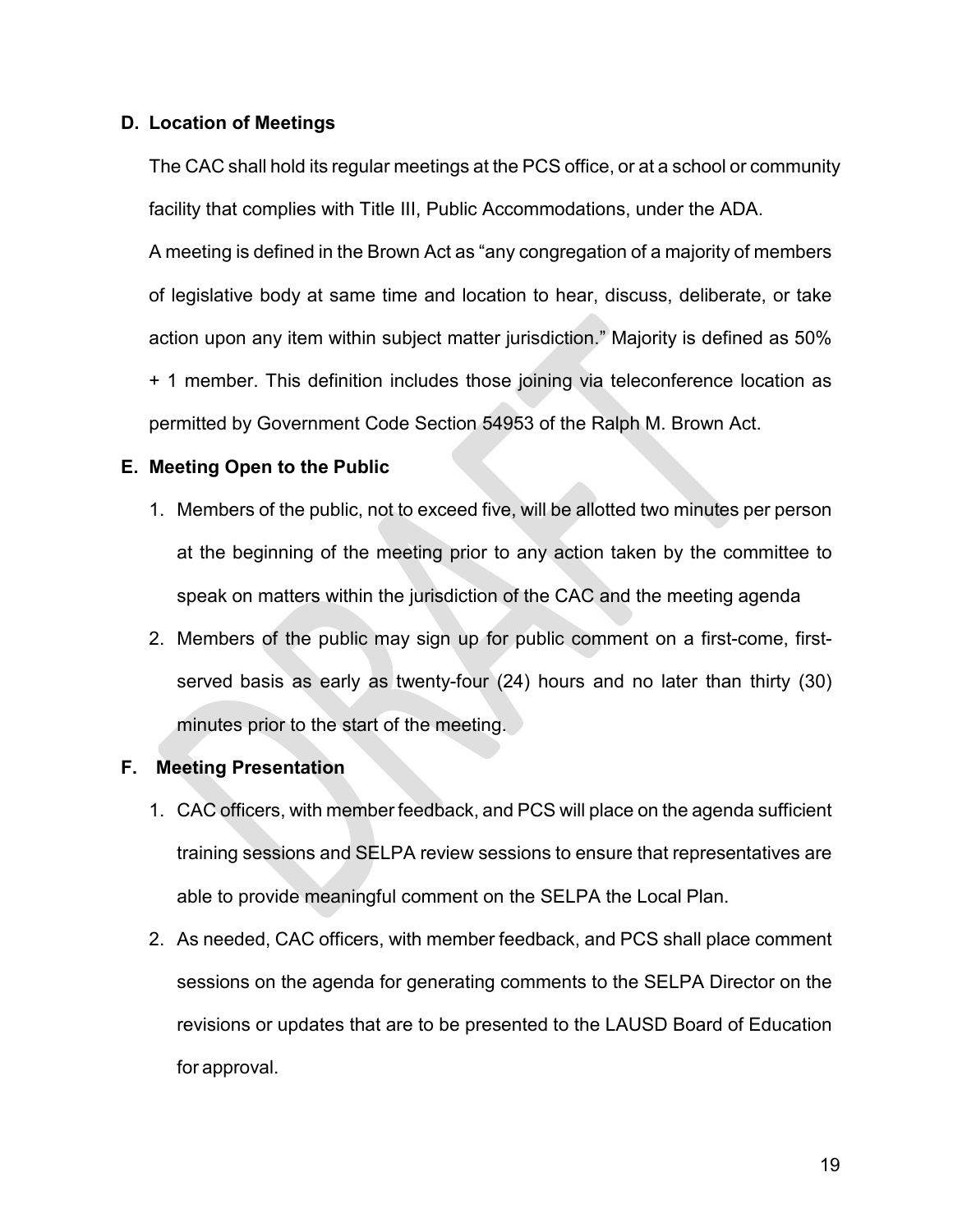### D. Location of Meetings

The CAC shall hold its regular meetings at the PCS office, or at a school or community facility that complies with Title III, Public Accommodations, under the ADA.

A meeting is defined in the Brown Act as "any congregation of a majority of members of legislative body at same time and location to hear, discuss, deliberate, or take action upon any item within subject matter jurisdiction." Majority is defined as 50% + 1 member. This definition includes those joining via teleconference location as permitted by Government Code Section 54953 of the Ralph M. Brown Act.

### E. Meeting Open to the Public

1. Members of the public, not to exceed five, will be allotted two minutes per person at the beginning of the meeting prior to any action taken by the committee to speak on matters within the jurisdiction of the CAC and the meeting agenda
2. Members of the public may sign up for public comment on a first-come, first-served basis as early as twenty-four (24) hours and no later than thirty (30) minutes prior to the start of the meeting.

### F. Meeting Presentation

1. CAC officers, with member feedback, and PCS will place on the agenda sufficient training sessions and SELPA review sessions to ensure that representatives are able to provide meaningful comment on the SELPA the Local Plan.
2. As needed, CAC officers, with member feedback, and PCS shall place comment sessions on the agenda for generating comments to the SELPA Director on the revisions or updates that are to be presented to the LAUSD Board of Education for approval.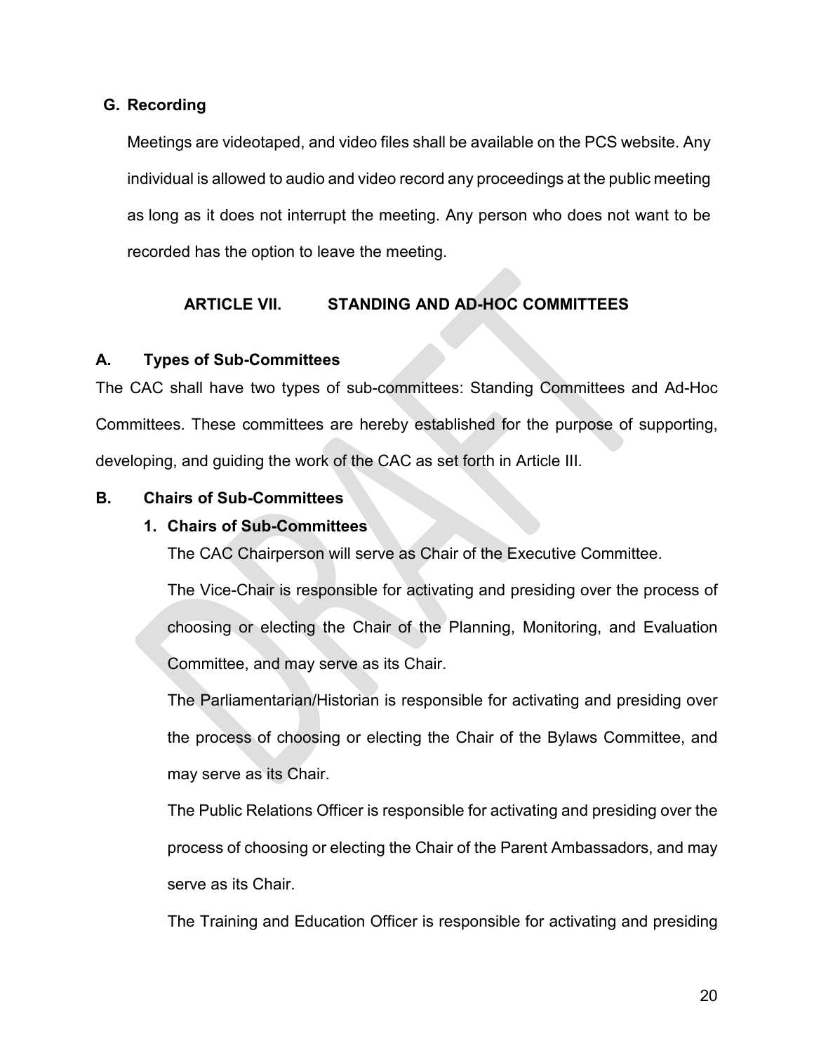## G. Recording

Meetings are videotaped, and video files shall be available on the PCS website. Any individual is allowed to audio and video record any proceedings at the public meeting as long as it does not interrupt the meeting. Any person who does not want to be recorded has the option to leave the meeting.

## ARTICLE VII. STANDING AND AD-HOC COMMITTEES

### A. Types of Sub-Committees

The CAC shall have two types of sub-committees: Standing Committees and Ad-Hoc Committees. These committees are hereby established for the purpose of supporting, developing, and guiding the work of the CAC as set forth in Article III.

### B. Chairs of Sub-Committees

#### 1. Chairs of Sub-Committees

The CAC Chairperson will serve as Chair of the Executive Committee.

The Vice-Chair is responsible for activating and presiding over the process of choosing or electing the Chair of the Planning, Monitoring, and Evaluation Committee, and may serve as its Chair.

The Parliamentarian/Historian is responsible for activating and presiding over the process of choosing or electing the Chair of the Bylaws Committee, and may serve as its Chair.

The Public Relations Officer is responsible for activating and presiding over the process of choosing or electing the Chair of the Parent Ambassadors, and may serve as its Chair.

The Training and Education Officer is responsible for activating and presiding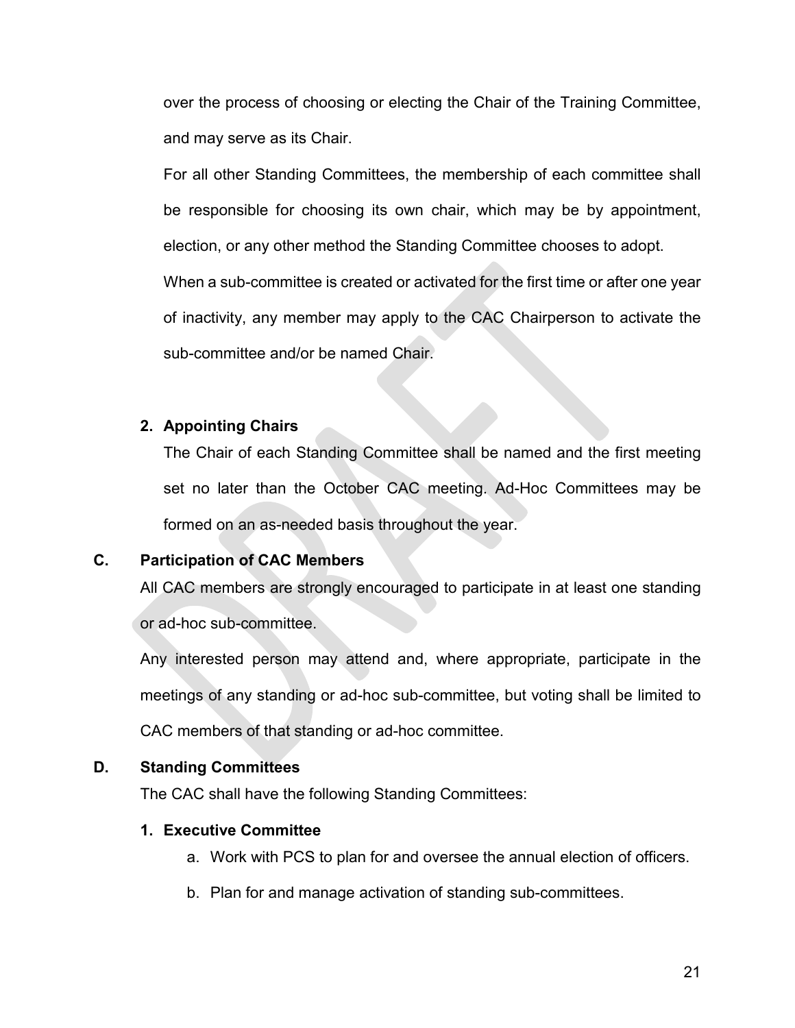over the process of choosing or electing the Chair of the Training Committee, and may serve as its Chair.

For all other Standing Committees, the membership of each committee shall be responsible for choosing its own chair, which may be by appointment, election, or any other method the Standing Committee chooses to adopt.

When a sub-committee is created or activated for the first time or after one year of inactivity, any member may apply to the CAC Chairperson to activate the sub-committee and/or be named Chair.

**2. Appointing Chairs**

The Chair of each Standing Committee shall be named and the first meeting set no later than the October CAC meeting. Ad-Hoc Committees may be formed on an as-needed basis throughout the year.

## C. Participation of CAC Members

All CAC members are strongly encouraged to participate in at least one standing or ad-hoc sub-committee.

Any interested person may attend and, where appropriate, participate in the meetings of any standing or ad-hoc sub-committee, but voting shall be limited to CAC members of that standing or ad-hoc committee.

## D. Standing Committees

The CAC shall have the following Standing Committees:

**1. Executive Committee**

a. Work with PCS to plan for and oversee the annual election of officers.

b. Plan for and manage activation of standing sub-committees.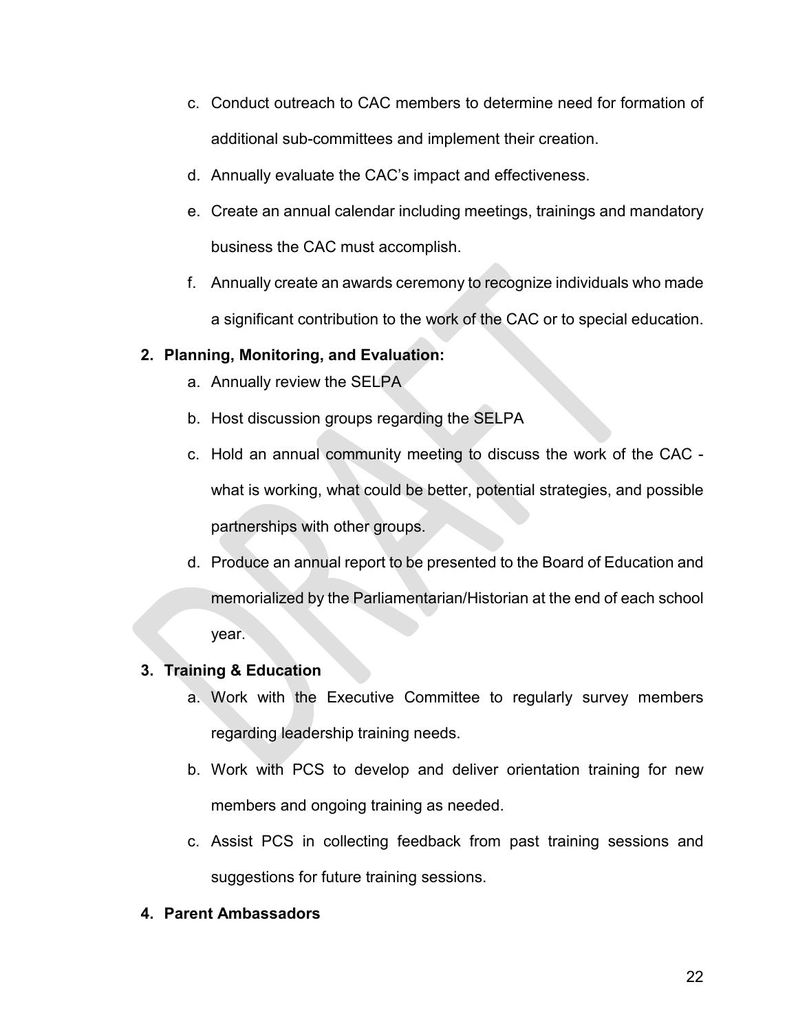c. Conduct outreach to CAC members to determine need for formation of additional sub-committees and implement their creation.
d. Annually evaluate the CAC's impact and effectiveness.
e. Create an annual calendar including meetings, trainings and mandatory business the CAC must accomplish.
f. Annually create an awards ceremony to recognize individuals who made a significant contribution to the work of the CAC or to special education.

**2. Planning, Monitoring, and Evaluation:**

a. Annually review the SELPA
b. Host discussion groups regarding the SELPA
c. Hold an annual community meeting to discuss the work of the CAC - what is working, what could be better, potential strategies, and possible partnerships with other groups.
d. Produce an annual report to be presented to the Board of Education and memorialized by the Parliamentarian/Historian at the end of each school year.

**3. Training & Education**

a. Work with the Executive Committee to regularly survey members regarding leadership training needs.
b. Work with PCS to develop and deliver orientation training for new members and ongoing training as needed.
c. Assist PCS in collecting feedback from past training sessions and suggestions for future training sessions.

**4. Parent Ambassadors**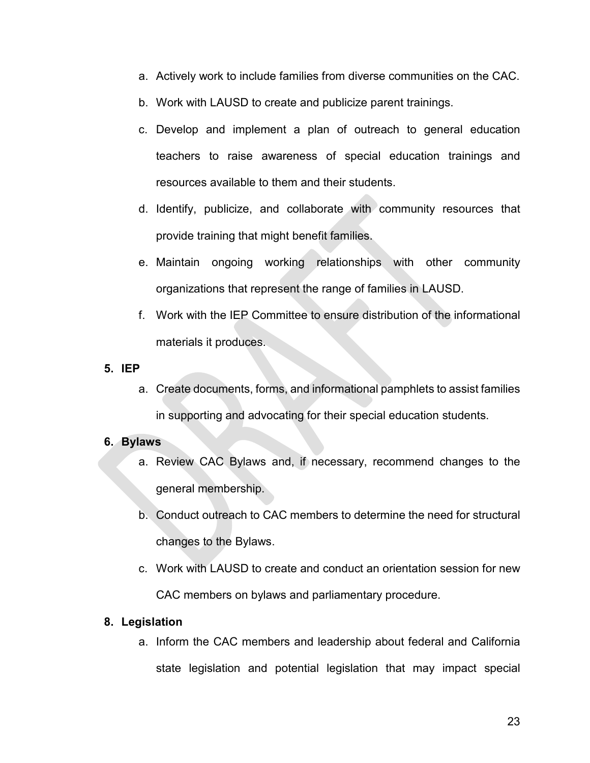a. Actively work to include families from diverse communities on the CAC.
b. Work with LAUSD to create and publicize parent trainings.
c. Develop and implement a plan of outreach to general education teachers to raise awareness of special education trainings and resources available to them and their students.
d. Identify, publicize, and collaborate with community resources that provide training that might benefit families.
e. Maintain ongoing working relationships with other community organizations that represent the range of families in LAUSD.
f. Work with the IEP Committee to ensure distribution of the informational materials it produces.

**5. IEP**

a. Create documents, forms, and informational pamphlets to assist families in supporting and advocating for their special education students.

**6. Bylaws**

a. Review CAC Bylaws and, if necessary, recommend changes to the general membership.
b. Conduct outreach to CAC members to determine the need for structural changes to the Bylaws.
c. Work with LAUSD to create and conduct an orientation session for new CAC members on bylaws and parliamentary procedure.

**8. Legislation**

a. Inform the CAC members and leadership about federal and California state legislation and potential legislation that may impact special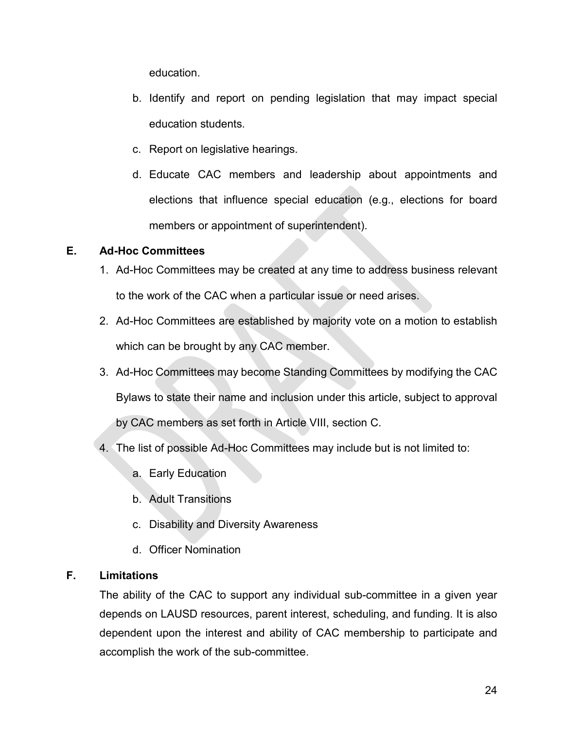education.

b. Identify and report on pending legislation that may impact special education students.

c. Report on legislative hearings.

d. Educate CAC members and leadership about appointments and elections that influence special education (e.g., elections for board members or appointment of superintendent).

**E. Ad-Hoc Committees**

1. Ad-Hoc Committees may be created at any time to address business relevant to the work of the CAC when a particular issue or need arises.
2. Ad-Hoc Committees are established by majority vote on a motion to establish which can be brought by any CAC member.
3. Ad-Hoc Committees may become Standing Committees by modifying the CAC Bylaws to state their name and inclusion under this article, subject to approval by CAC members as set forth in Article VIII, section C.
4. The list of possible Ad-Hoc Committees may include but is not limited to:
    a. Early Education
    b. Adult Transitions
    c. Disability and Diversity Awareness
    d. Officer Nomination

**F. Limitations**

The ability of the CAC to support any individual sub-committee in a given year depends on LAUSD resources, parent interest, scheduling, and funding. It is also dependent upon the interest and ability of CAC membership to participate and accomplish the work of the sub-committee.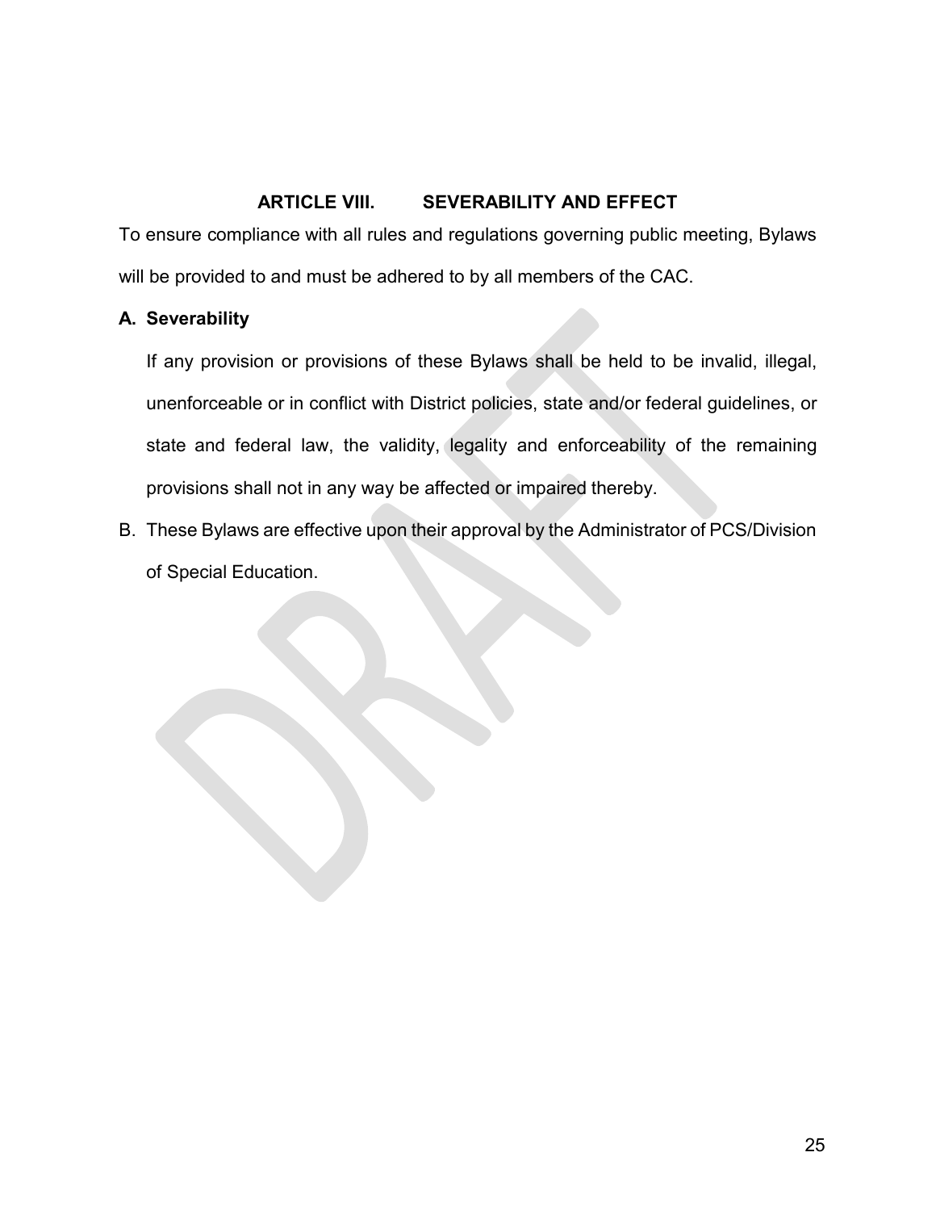## ARTICLE VIII. SEVERABILITY AND EFFECT

To ensure compliance with all rules and regulations governing public meeting, Bylaws will be provided to and must be adhered to by all members of the CAC.

**A. Severability**

If any provision or provisions of these Bylaws shall be held to be invalid, illegal, unenforceable or in conflict with District policies, state and/or federal guidelines, or state and federal law, the validity, legality and enforceability of the remaining provisions shall not in any way be affected or impaired thereby.

B. These Bylaws are effective upon their approval by the Administrator of PCS/Division of Special Education.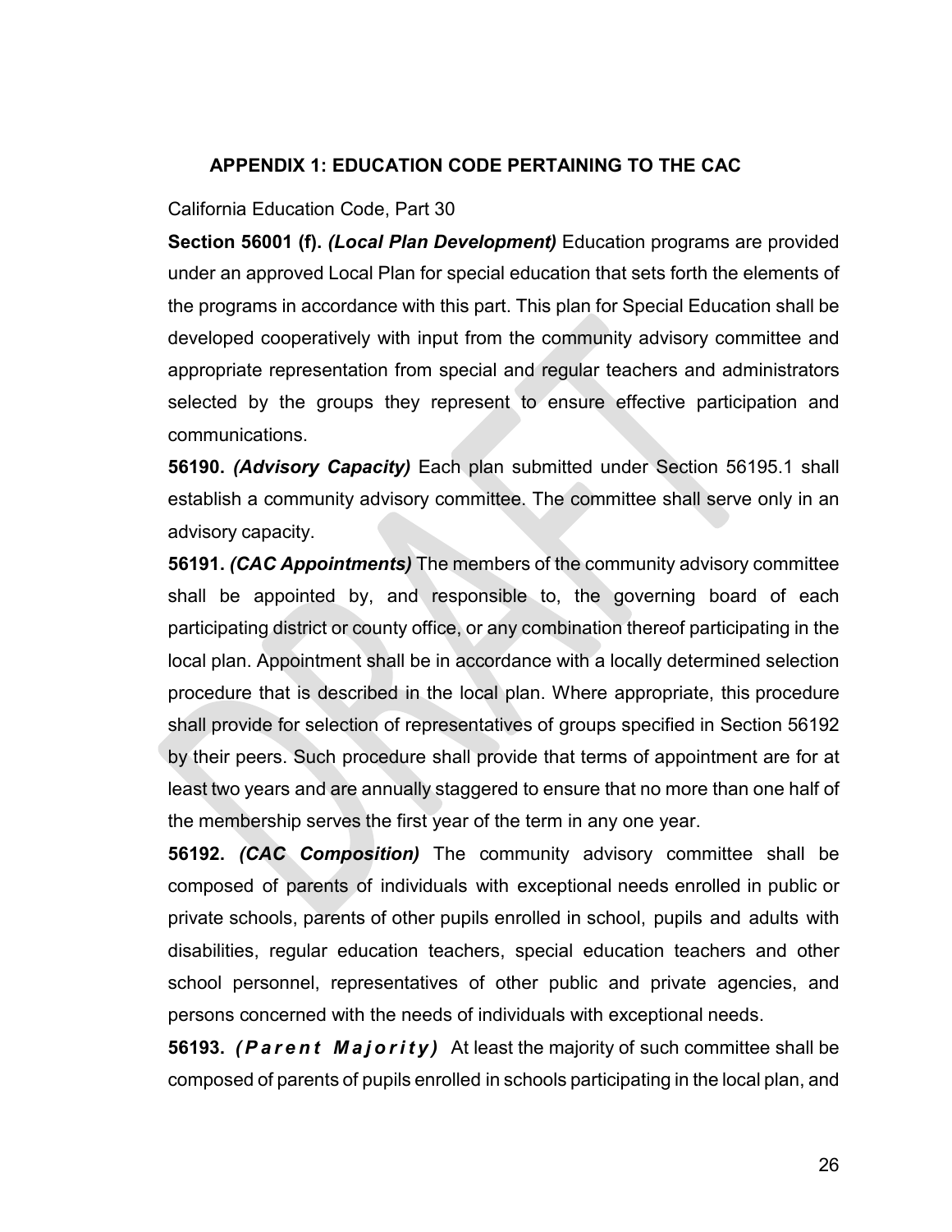## APPENDIX 1: EDUCATION CODE PERTAINING TO THE CAC

California Education Code, Part 30

**Section 56001 (f).** ***(Local Plan Development)*** Education programs are provided under an approved Local Plan for special education that sets forth the elements of the programs in accordance with this part. This plan for Special Education shall be developed cooperatively with input from the community advisory committee and appropriate representation from special and regular teachers and administrators selected by the groups they represent to ensure effective participation and communications.

**56190.** ***(Advisory Capacity)*** Each plan submitted under Section 56195.1 shall establish a community advisory committee. The committee shall serve only in an advisory capacity.

**56191.** ***(CAC Appointments)*** The members of the community advisory committee shall be appointed by, and responsible to, the governing board of each participating district or county office, or any combination thereof participating in the local plan. Appointment shall be in accordance with a locally determined selection procedure that is described in the local plan. Where appropriate, this procedure shall provide for selection of representatives of groups specified in Section 56192 by their peers. Such procedure shall provide that terms of appointment are for at least two years and are annually staggered to ensure that no more than one half of the membership serves the first year of the term in any one year.

**56192.** ***(CAC Composition)*** The community advisory committee shall be composed of parents of individuals with exceptional needs enrolled in public or private schools, parents of other pupils enrolled in school, pupils and adults with disabilities, regular education teachers, special education teachers and other school personnel, representatives of other public and private agencies, and persons concerned with the needs of individuals with exceptional needs.

**56193.** ***(Parent Majority)*** At least the majority of such committee shall be composed of parents of pupils enrolled in schools participating in the local plan, and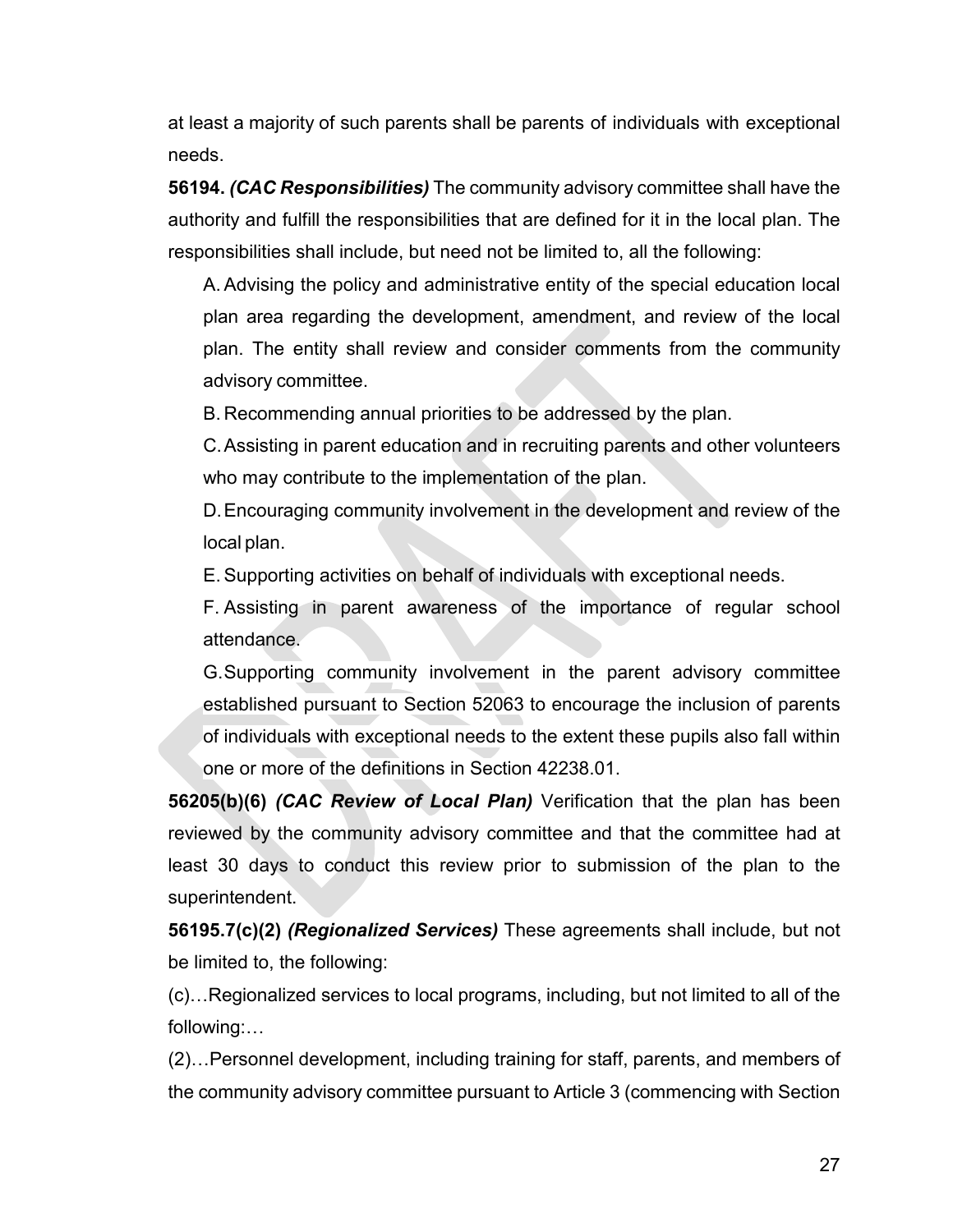at least a majority of such parents shall be parents of individuals with exceptional needs.

**56194.** ***(CAC Responsibilities)*** The community advisory committee shall have the authority and fulfill the responsibilities that are defined for it in the local plan. The responsibilities shall include, but need not be limited to, all the following:

A. Advising the policy and administrative entity of the special education local plan area regarding the development, amendment, and review of the local plan. The entity shall review and consider comments from the community advisory committee.

B. Recommending annual priorities to be addressed by the plan.

C. Assisting in parent education and in recruiting parents and other volunteers who may contribute to the implementation of the plan.

D. Encouraging community involvement in the development and review of the local plan.

E. Supporting activities on behalf of individuals with exceptional needs.

F. Assisting in parent awareness of the importance of regular school attendance.

G. Supporting community involvement in the parent advisory committee established pursuant to Section 52063 to encourage the inclusion of parents of individuals with exceptional needs to the extent these pupils also fall within one or more of the definitions in Section 42238.01.

**56205(b)(6)** ***(CAC Review of Local Plan)*** Verification that the plan has been reviewed by the community advisory committee and that the committee had at least 30 days to conduct this review prior to submission of the plan to the superintendent.

**56195.7(c)(2)** ***(Regionalized Services)*** These agreements shall include, but not be limited to, the following:

(c)…Regionalized services to local programs, including, but not limited to all of the following:…

(2)…Personnel development, including training for staff, parents, and members of the community advisory committee pursuant to Article 3 (commencing with Section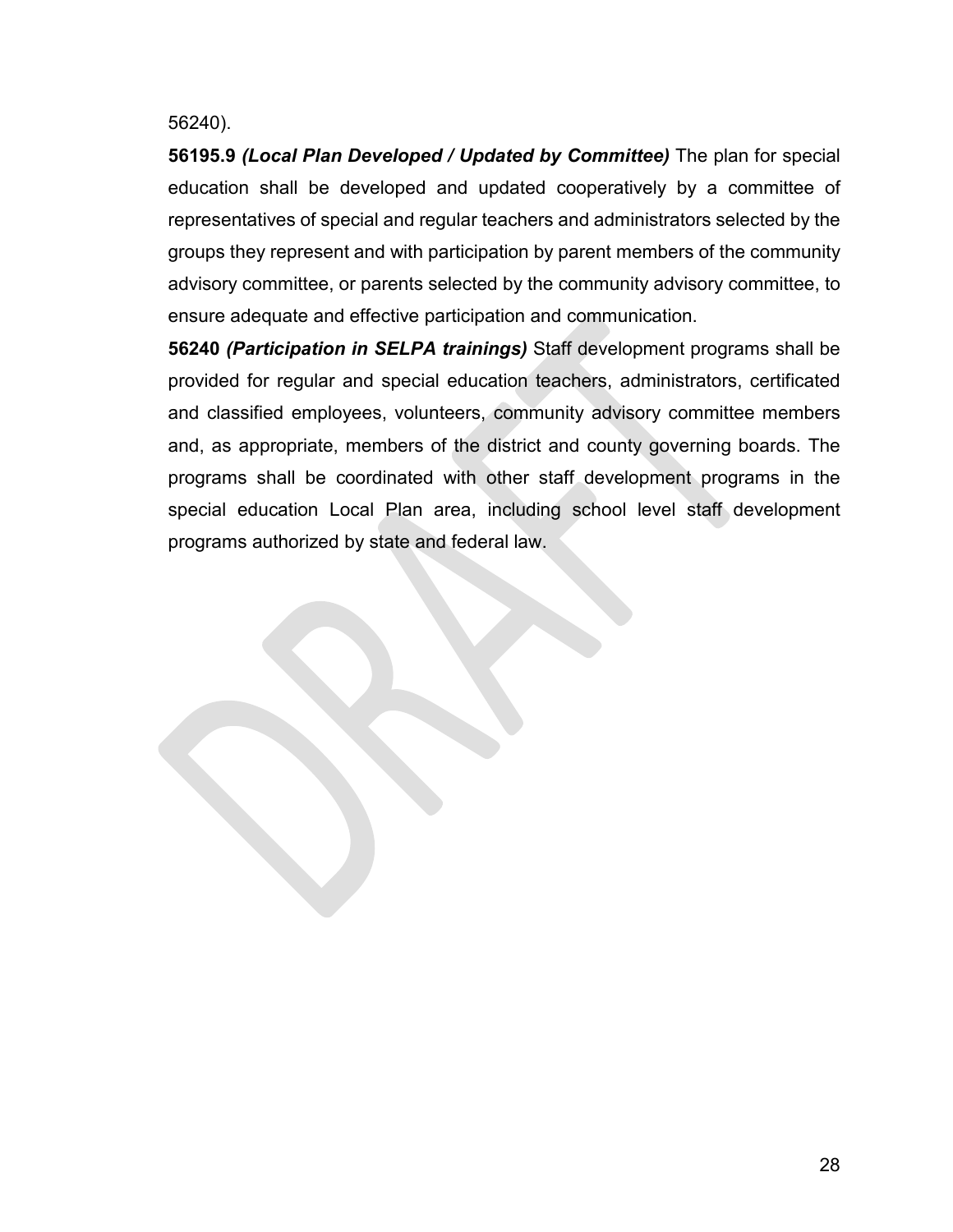56240).

**56195.9** ***(Local Plan Developed / Updated by Committee)*** The plan for special education shall be developed and updated cooperatively by a committee of representatives of special and regular teachers and administrators selected by the groups they represent and with participation by parent members of the community advisory committee, or parents selected by the community advisory committee, to ensure adequate and effective participation and communication.

**56240** ***(Participation in SELPA trainings)*** Staff development programs shall be provided for regular and special education teachers, administrators, certificated and classified employees, volunteers, community advisory committee members and, as appropriate, members of the district and county governing boards. The programs shall be coordinated with other staff development programs in the special education Local Plan area, including school level staff development programs authorized by state and federal law.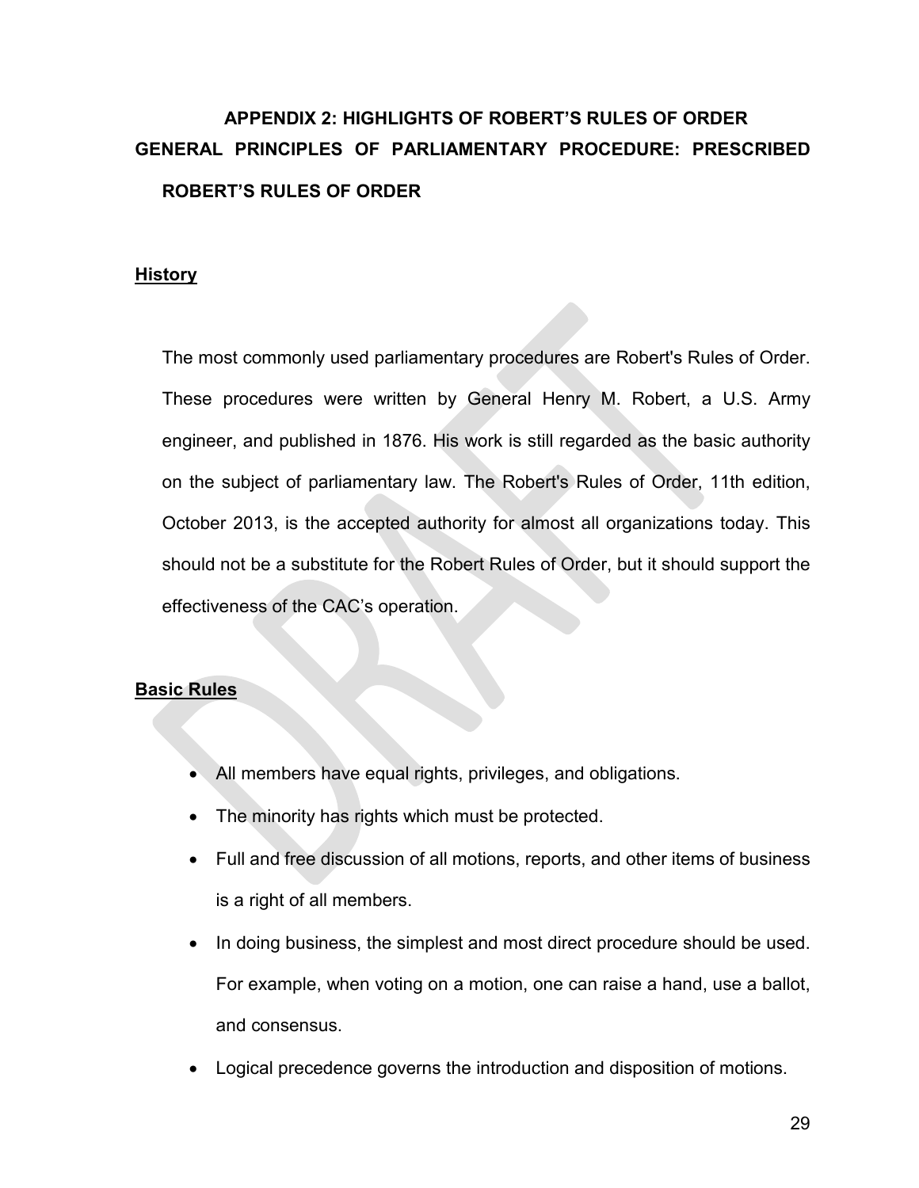# APPENDIX 2: HIGHLIGHTS OF ROBERT'S RULES OF ORDER

## GENERAL PRINCIPLES OF PARLIAMENTARY PROCEDURE: PRESCRIBED ROBERT'S RULES OF ORDER

### History

The most commonly used parliamentary procedures are Robert's Rules of Order. These procedures were written by General Henry M. Robert, a U.S. Army engineer, and published in 1876. His work is still regarded as the basic authority on the subject of parliamentary law. The Robert's Rules of Order, 11th edition, October 2013, is the accepted authority for almost all organizations today. This should not be a substitute for the Robert Rules of Order, but it should support the effectiveness of the CAC's operation.

### Basic Rules

- All members have equal rights, privileges, and obligations.
- The minority has rights which must be protected.
- Full and free discussion of all motions, reports, and other items of business is a right of all members.
- In doing business, the simplest and most direct procedure should be used. For example, when voting on a motion, one can raise a hand, use a ballot, and consensus.
- Logical precedence governs the introduction and disposition of motions.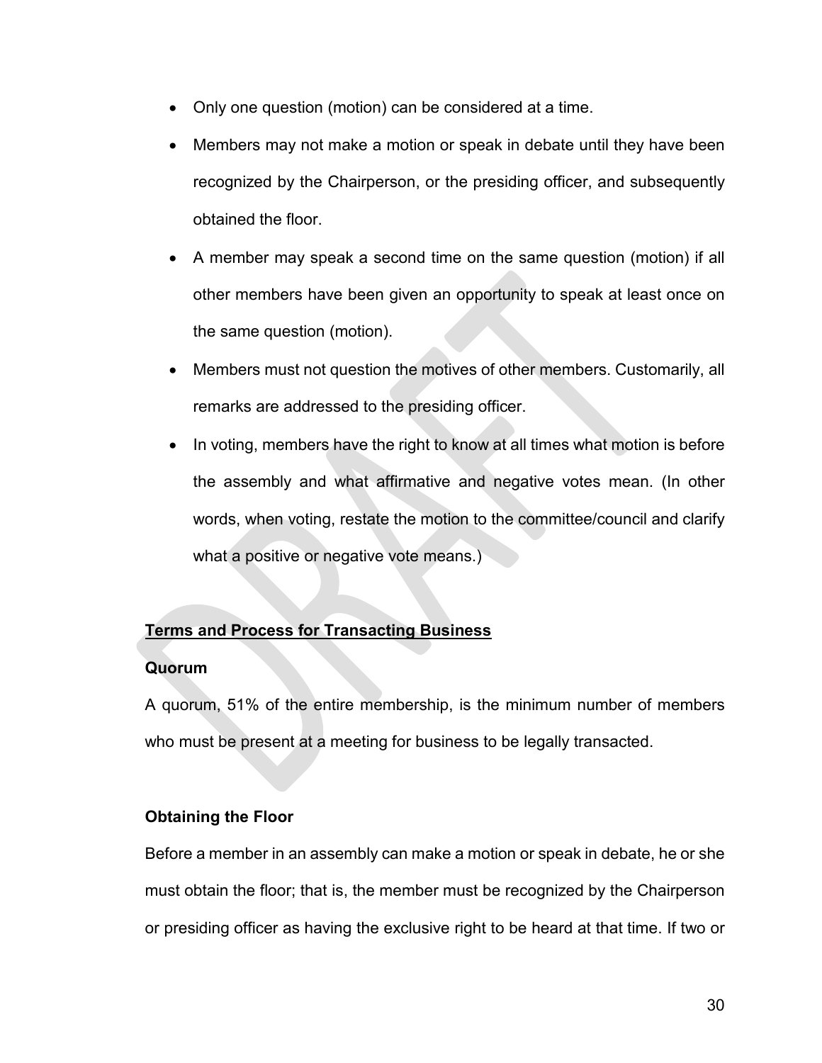- Only one question (motion) can be considered at a time.
- Members may not make a motion or speak in debate until they have been recognized by the Chairperson, or the presiding officer, and subsequently obtained the floor.
- A member may speak a second time on the same question (motion) if all other members have been given an opportunity to speak at least once on the same question (motion).
- Members must not question the motives of other members. Customarily, all remarks are addressed to the presiding officer.
- In voting, members have the right to know at all times what motion is before the assembly and what affirmative and negative votes mean. (In other words, when voting, restate the motion to the committee/council and clarify what a positive or negative vote means.)

## Terms and Process for Transacting Business

### Quorum

A quorum, 51% of the entire membership, is the minimum number of members who must be present at a meeting for business to be legally transacted.

### Obtaining the Floor

Before a member in an assembly can make a motion or speak in debate, he or she must obtain the floor; that is, the member must be recognized by the Chairperson or presiding officer as having the exclusive right to be heard at that time. If two or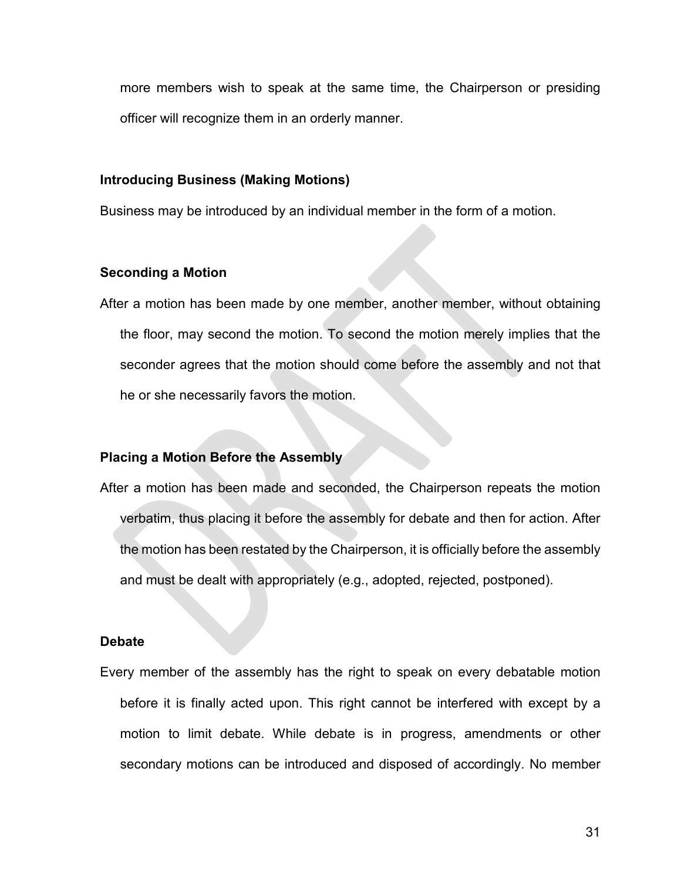more members wish to speak at the same time, the Chairperson or presiding officer will recognize them in an orderly manner.

**Introducing Business (Making Motions)**

Business may be introduced by an individual member in the form of a motion.

**Seconding a Motion**

After a motion has been made by one member, another member, without obtaining the floor, may second the motion. To second the motion merely implies that the seconder agrees that the motion should come before the assembly and not that he or she necessarily favors the motion.

**Placing a Motion Before the Assembly**

After a motion has been made and seconded, the Chairperson repeats the motion verbatim, thus placing it before the assembly for debate and then for action. After the motion has been restated by the Chairperson, it is officially before the assembly and must be dealt with appropriately (e.g., adopted, rejected, postponed).

**Debate**

Every member of the assembly has the right to speak on every debatable motion before it is finally acted upon. This right cannot be interfered with except by a motion to limit debate. While debate is in progress, amendments or other secondary motions can be introduced and disposed of accordingly. No member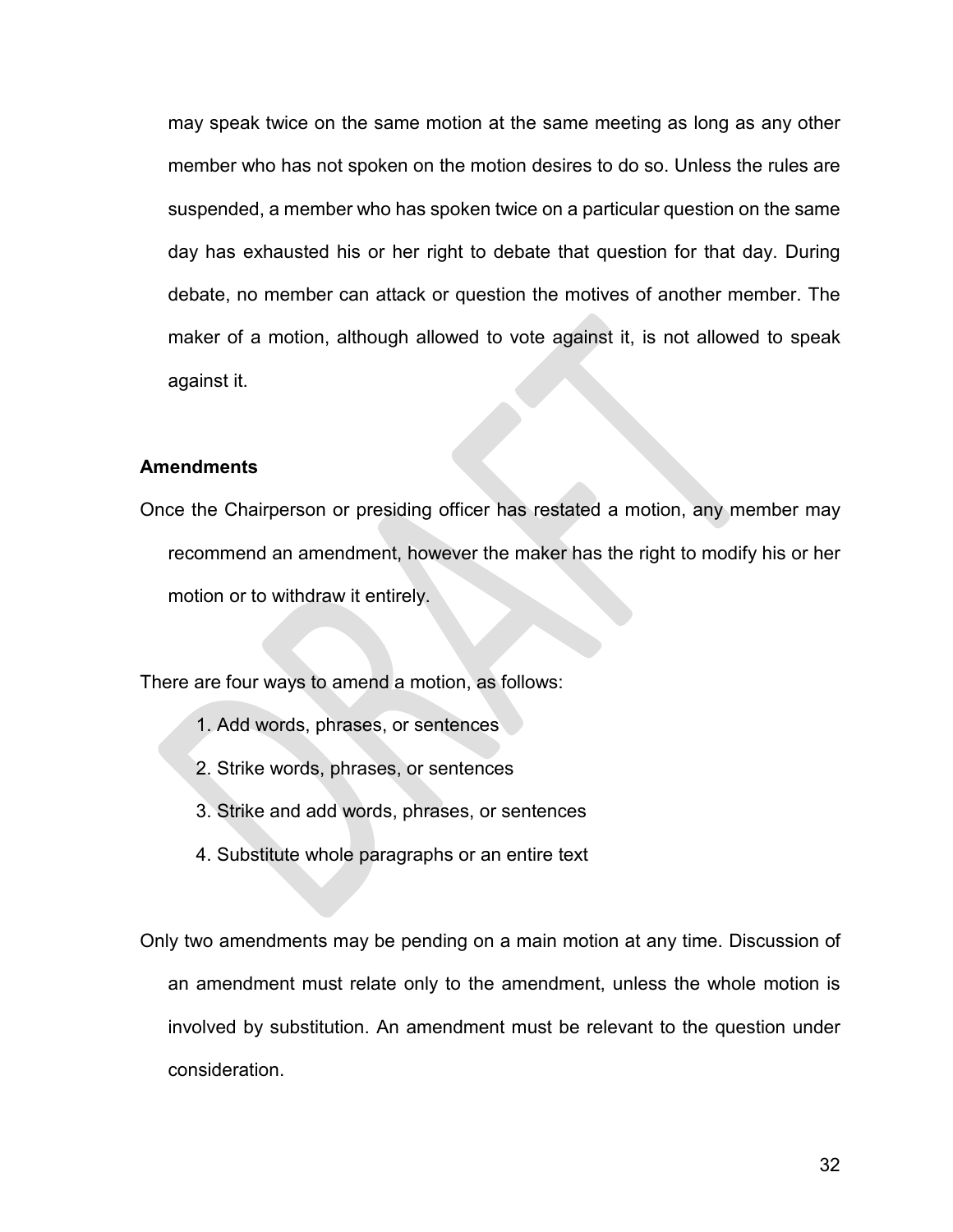may speak twice on the same motion at the same meeting as long as any other member who has not spoken on the motion desires to do so. Unless the rules are suspended, a member who has spoken twice on a particular question on the same day has exhausted his or her right to debate that question for that day. During debate, no member can attack or question the motives of another member. The maker of a motion, although allowed to vote against it, is not allowed to speak against it.

**Amendments**

Once the Chairperson or presiding officer has restated a motion, any member may recommend an amendment, however the maker has the right to modify his or her motion or to withdraw it entirely.

There are four ways to amend a motion, as follows:

1. Add words, phrases, or sentences
2. Strike words, phrases, or sentences
3. Strike and add words, phrases, or sentences
4. Substitute whole paragraphs or an entire text

Only two amendments may be pending on a main motion at any time. Discussion of an amendment must relate only to the amendment, unless the whole motion is involved by substitution. An amendment must be relevant to the question under consideration.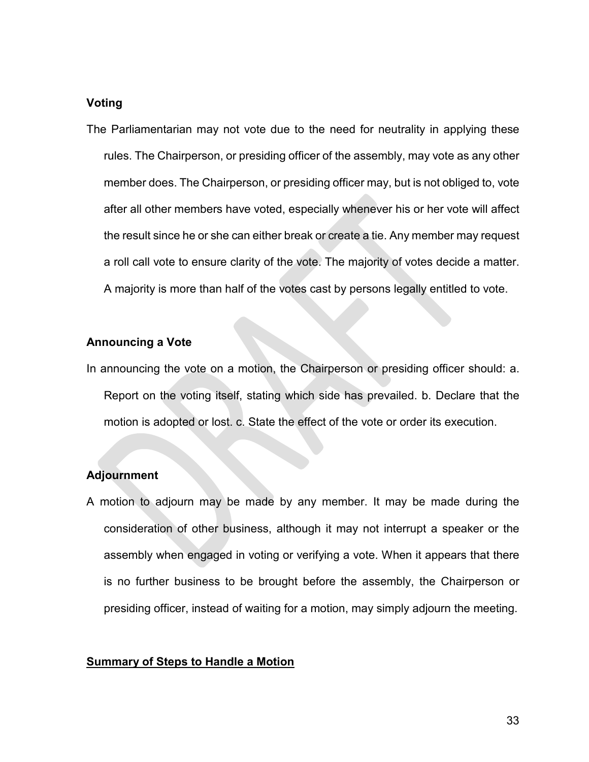### Voting

The Parliamentarian may not vote due to the need for neutrality in applying these rules. The Chairperson, or presiding officer of the assembly, may vote as any other member does. The Chairperson, or presiding officer may, but is not obliged to, vote after all other members have voted, especially whenever his or her vote will affect the result since he or she can either break or create a tie. Any member may request a roll call vote to ensure clarity of the vote. The majority of votes decide a matter. A majority is more than half of the votes cast by persons legally entitled to vote.

### Announcing a Vote

In announcing the vote on a motion, the Chairperson or presiding officer should: a. Report on the voting itself, stating which side has prevailed. b. Declare that the motion is adopted or lost. c. State the effect of the vote or order its execution.

### Adjournment

A motion to adjourn may be made by any member. It may be made during the consideration of other business, although it may not interrupt a speaker or the assembly when engaged in voting or verifying a vote. When it appears that there is no further business to be brought before the assembly, the Chairperson or presiding officer, instead of waiting for a motion, may simply adjourn the meeting.

## <u>Summary of Steps to Handle a Motion</u>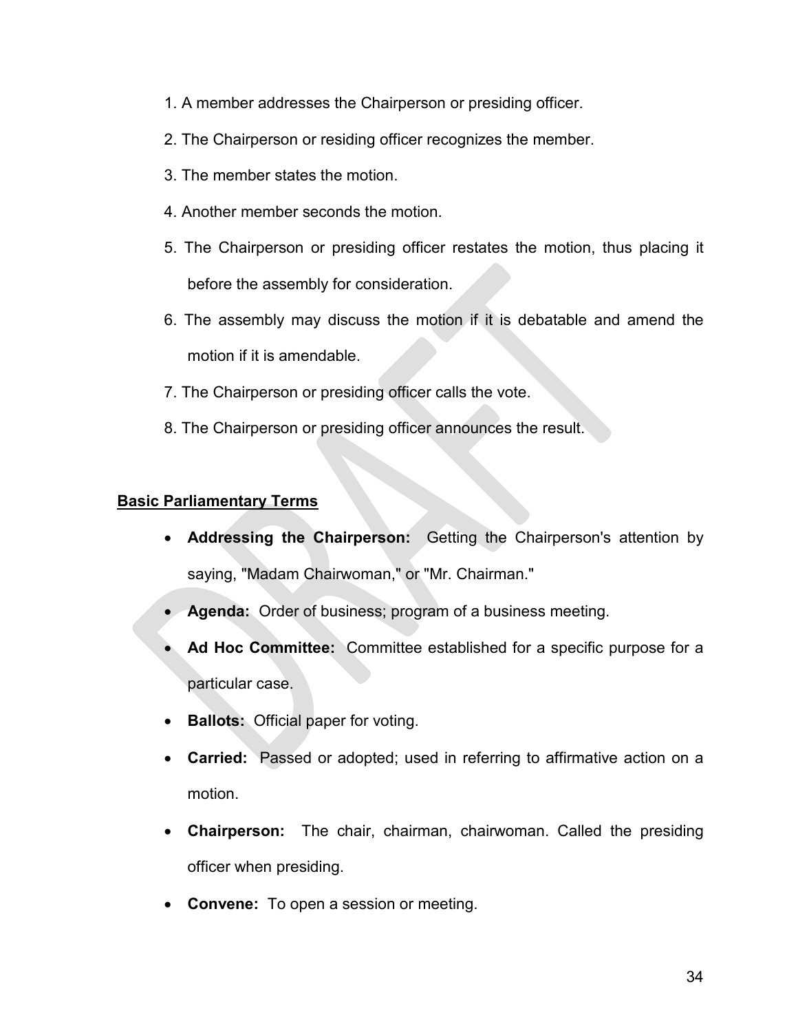1. A member addresses the Chairperson or presiding officer.
2. The Chairperson or residing officer recognizes the member.
3. The member states the motion.
4. Another member seconds the motion.
5. The Chairperson or presiding officer restates the motion, thus placing it before the assembly for consideration.
6. The assembly may discuss the motion if it is debatable and amend the motion if it is amendable.
7. The Chairperson or presiding officer calls the vote.
8. The Chairperson or presiding officer announces the result.

**Basic Parliamentary Terms**

- **Addressing the Chairperson:** Getting the Chairperson's attention by saying, "Madam Chairwoman," or "Mr. Chairman."
- **Agenda:** Order of business; program of a business meeting.
- **Ad Hoc Committee:** Committee established for a specific purpose for a particular case.
- **Ballots:** Official paper for voting.
- **Carried:** Passed or adopted; used in referring to affirmative action on a motion.
- **Chairperson:** The chair, chairman, chairwoman. Called the presiding officer when presiding.
- **Convene:** To open a session or meeting.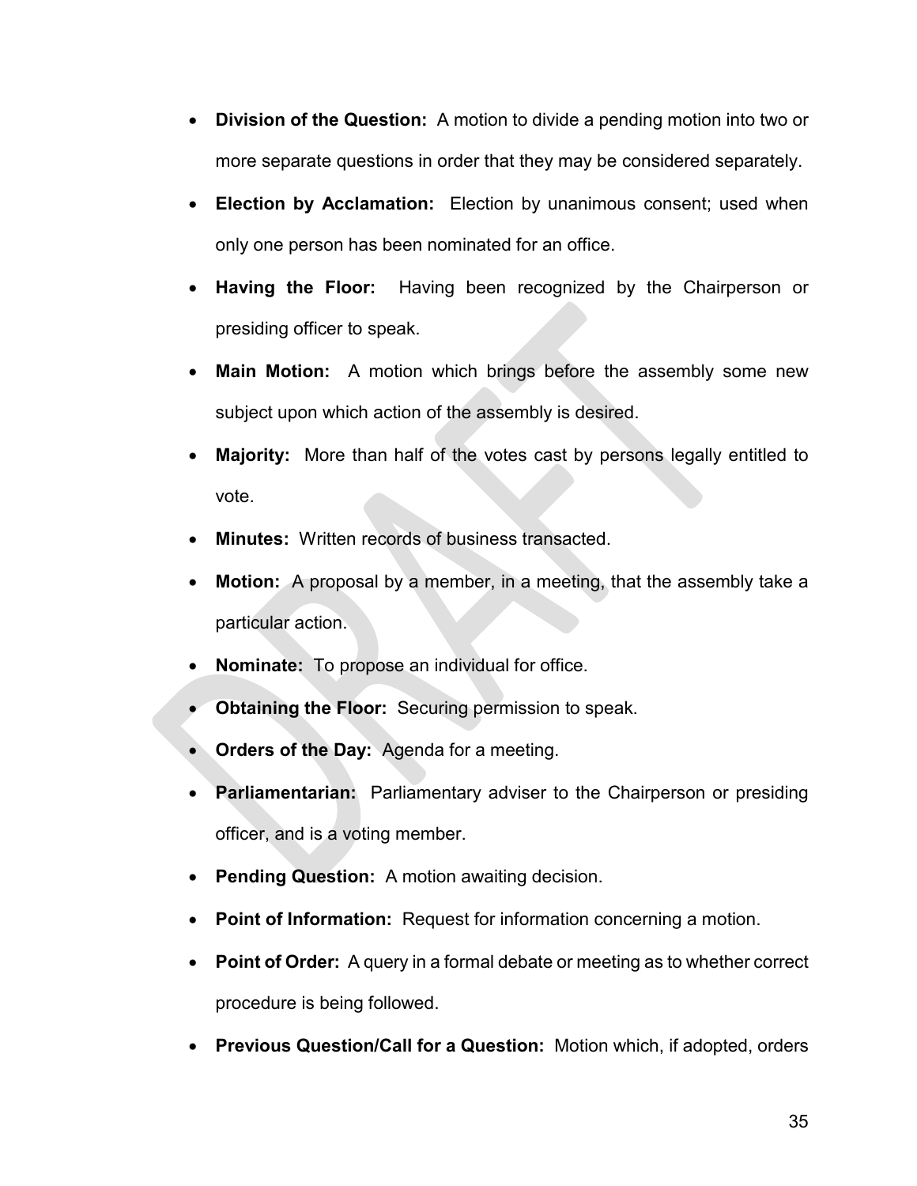- **Division of the Question:** A motion to divide a pending motion into two or more separate questions in order that they may be considered separately.
- **Election by Acclamation:** Election by unanimous consent; used when only one person has been nominated for an office.
- **Having the Floor:** Having been recognized by the Chairperson or presiding officer to speak.
- **Main Motion:** A motion which brings before the assembly some new subject upon which action of the assembly is desired.
- **Majority:** More than half of the votes cast by persons legally entitled to vote.
- **Minutes:** Written records of business transacted.
- **Motion:** A proposal by a member, in a meeting, that the assembly take a particular action.
- **Nominate:** To propose an individual for office.
- **Obtaining the Floor:** Securing permission to speak.
- **Orders of the Day:** Agenda for a meeting.
- **Parliamentarian:** Parliamentary adviser to the Chairperson or presiding officer, and is a voting member.
- **Pending Question:** A motion awaiting decision.
- **Point of Information:** Request for information concerning a motion.
- **Point of Order:** A query in a formal debate or meeting as to whether correct procedure is being followed.
- **Previous Question/Call for a Question:** Motion which, if adopted, orders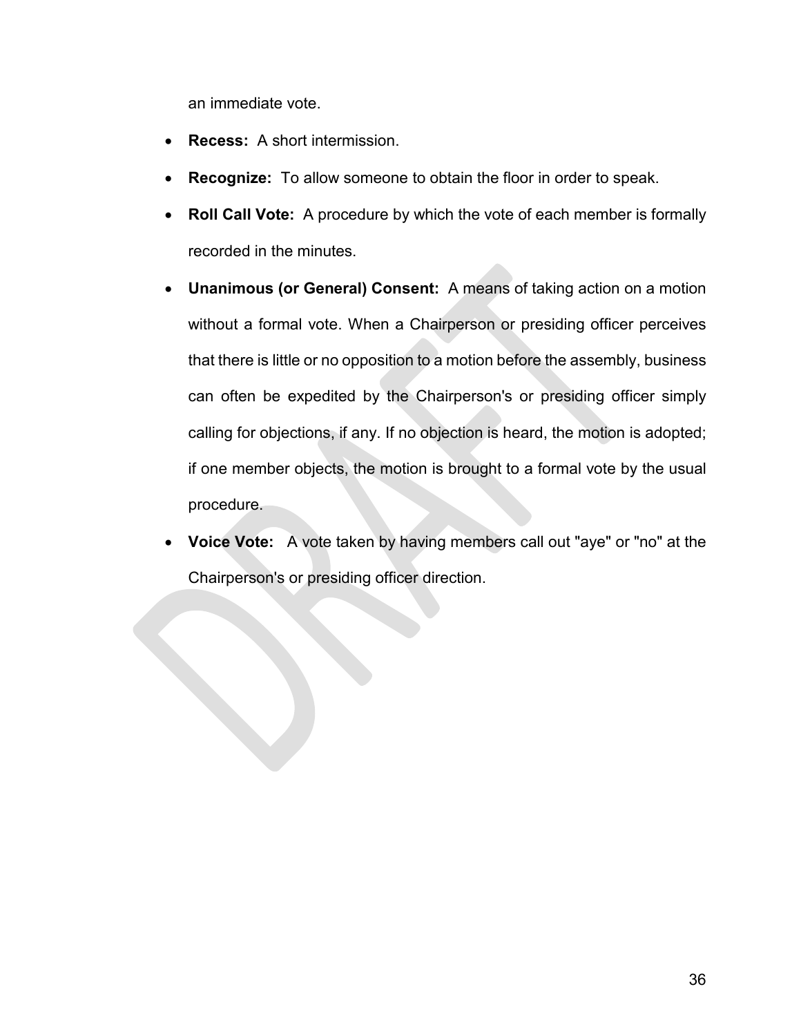an immediate vote.

- **Recess:** A short intermission.
- **Recognize:** To allow someone to obtain the floor in order to speak.
- **Roll Call Vote:** A procedure by which the vote of each member is formally recorded in the minutes.
- **Unanimous (or General) Consent:** A means of taking action on a motion without a formal vote. When a Chairperson or presiding officer perceives that there is little or no opposition to a motion before the assembly, business can often be expedited by the Chairperson's or presiding officer simply calling for objections, if any. If no objection is heard, the motion is adopted; if one member objects, the motion is brought to a formal vote by the usual procedure.
- **Voice Vote:** A vote taken by having members call out "aye" or "no" at the Chairperson's or presiding officer direction.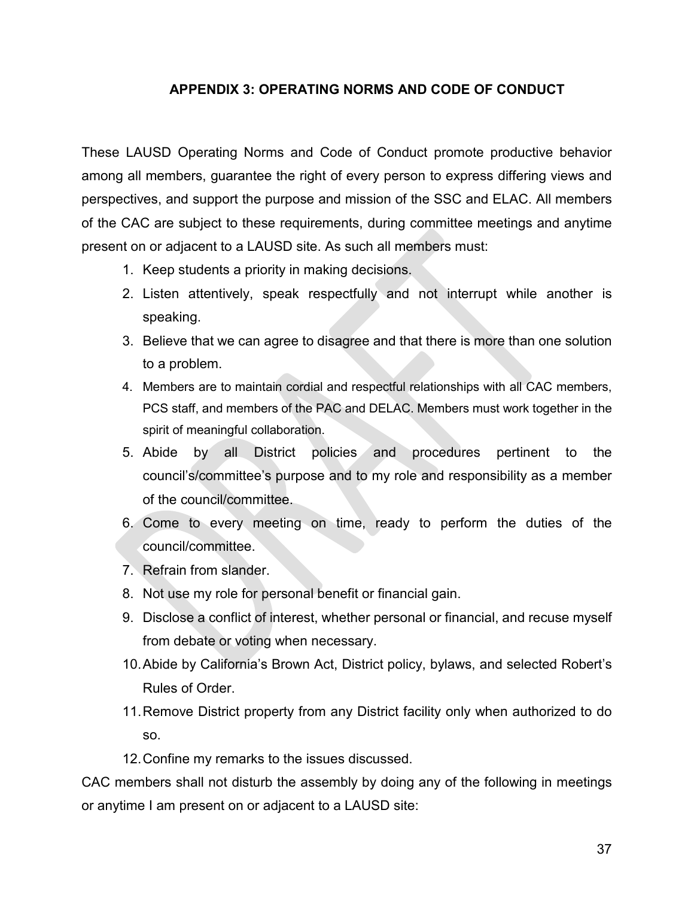## APPENDIX 3: OPERATING NORMS AND CODE OF CONDUCT

These LAUSD Operating Norms and Code of Conduct promote productive behavior among all members, guarantee the right of every person to express differing views and perspectives, and support the purpose and mission of the SSC and ELAC. All members of the CAC are subject to these requirements, during committee meetings and anytime present on or adjacent to a LAUSD site. As such all members must:

1. Keep students a priority in making decisions.
2. Listen attentively, speak respectfully and not interrupt while another is speaking.
3. Believe that we can agree to disagree and that there is more than one solution to a problem.
4. Members are to maintain cordial and respectful relationships with all CAC members, PCS staff, and members of the PAC and DELAC. Members must work together in the spirit of meaningful collaboration.
5. Abide by all District policies and procedures pertinent to the council's/committee's purpose and to my role and responsibility as a member of the council/committee.
6. Come to every meeting on time, ready to perform the duties of the council/committee.
7. Refrain from slander.
8. Not use my role for personal benefit or financial gain.
9. Disclose a conflict of interest, whether personal or financial, and recuse myself from debate or voting when necessary.
10. Abide by California's Brown Act, District policy, bylaws, and selected Robert's Rules of Order.
11. Remove District property from any District facility only when authorized to do so.
12. Confine my remarks to the issues discussed.

CAC members shall not disturb the assembly by doing any of the following in meetings or anytime I am present on or adjacent to a LAUSD site: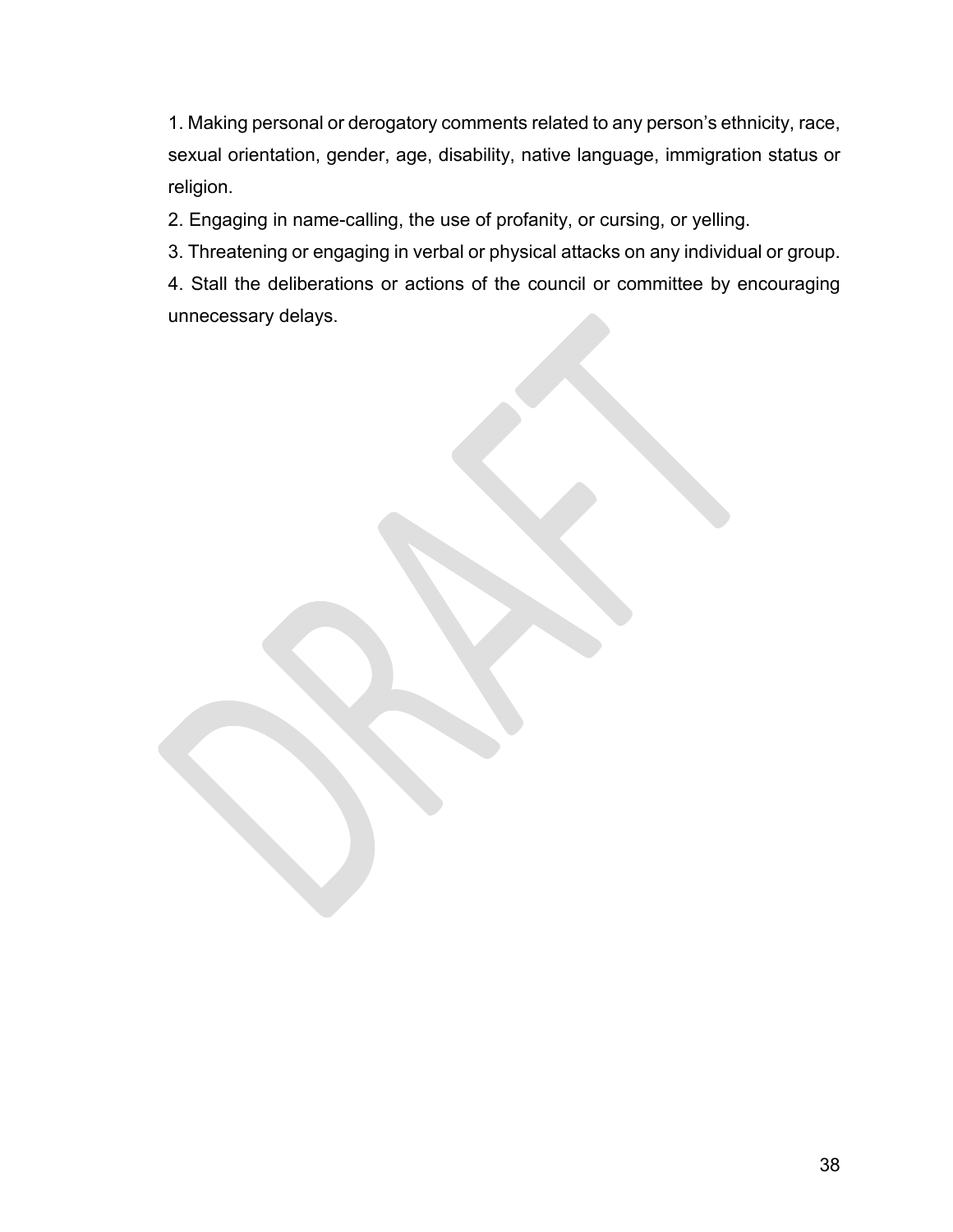1. Making personal or derogatory comments related to any person's ethnicity, race, sexual orientation, gender, age, disability, native language, immigration status or religion.
2. Engaging in name-calling, the use of profanity, or cursing, or yelling.
3. Threatening or engaging in verbal or physical attacks on any individual or group.
4. Stall the deliberations or actions of the council or committee by encouraging unnecessary delays.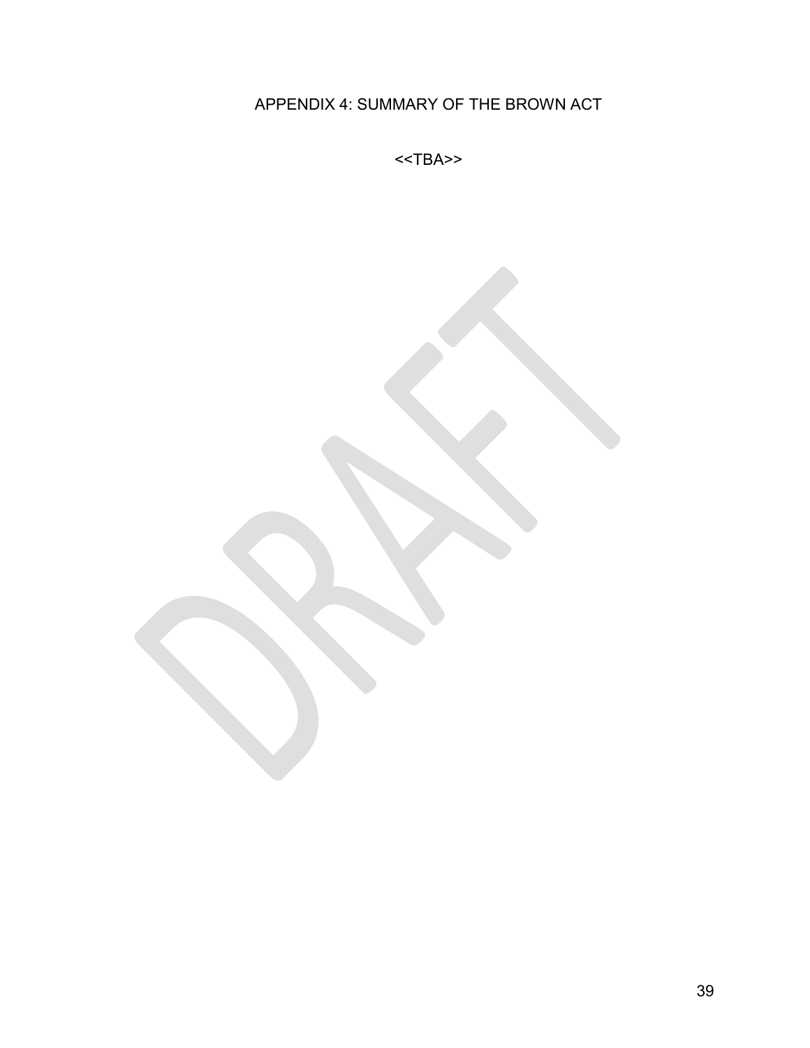# APPENDIX 4: SUMMARY OF THE BROWN ACT

<<TBA>>